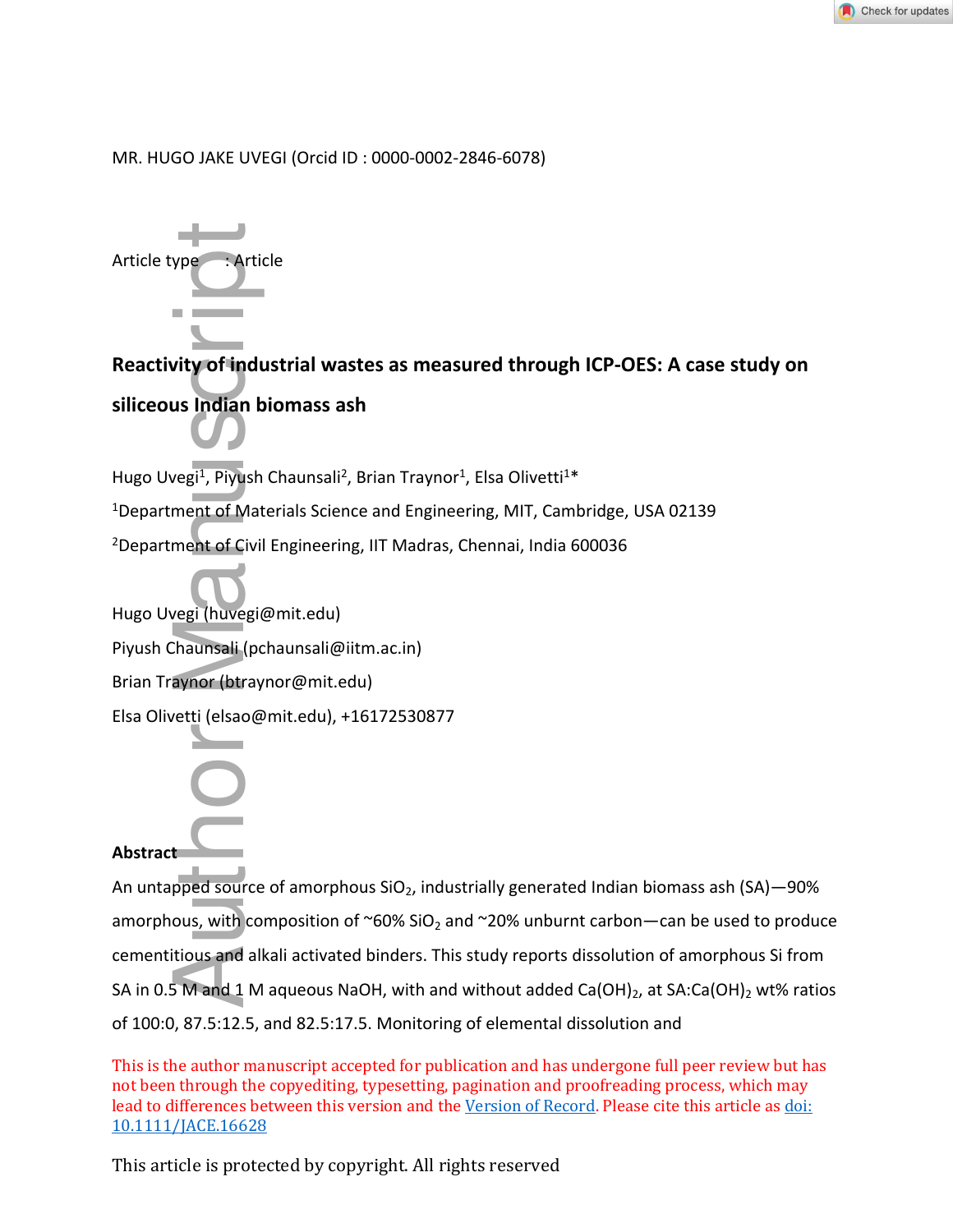MR. HUGO JAKE UVEGI (Orcid ID : 0000-0002-2846-6078)

Article type : Article

# Reactivity of industrial wastes as measured through ICP-OES: A case study on siliceous Indian biomass ash

Hugo Uvegi[1], Piyush Chaunsali[2], Brian Traynor[1], Elsa Olivetti[1]*

[1]Department of Materials Science and Engineering, MIT, Cambridge, USA 02139

[2]Department of Civil Engineering, IIT Madras, Chennai, India 600036

Hugo Uvegi (huvegi@mit.edu)

Piyush Chaunsali (pchaunsali@iitm.ac.in)

Brian Traynor (btraynor@mit.edu)

Elsa Olivetti (elsao@mit.edu), +16172530877

## Abstract

An untapped source of amorphous $SiO_2$, industrially generated Indian biomass ash (SA)—90% amorphous, with composition of ~60% $SiO_2$ and ~20% unburnt carbon—can be used to produce cementitious and alkali activated binders. This study reports dissolution of amorphous Si from SA in 0.5 M and 1 M aqueous NaOH, with and without added $Ca(OH)_2$, at SA:$Ca(OH)_2$ wt% ratios of 100:0, 87.5:12.5, and 82.5:17.5. Monitoring of elemental dissolution and

This is the author manuscript accepted for publication and has undergone full peer review but has not been through the copyediting, typesetting, pagination and proofreading process, which may lead to differences between this version and the Version of Record. Please cite this article as doi: 10.1111/JACE.16628

This article is protected by copyright. All rights reserved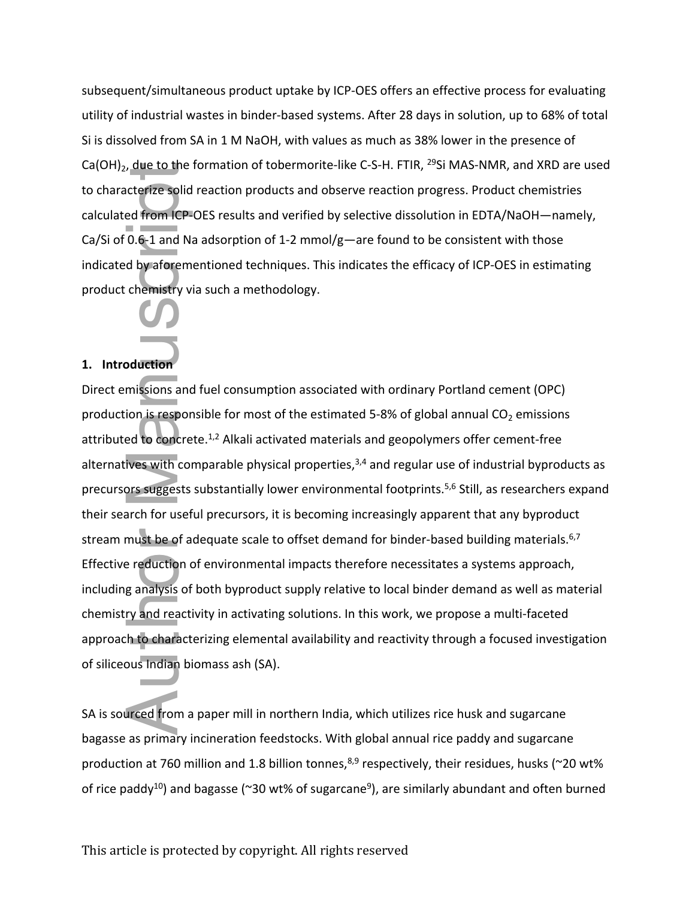subsequent/simultaneous product uptake by ICP-OES offers an effective process for evaluating utility of industrial wastes in binder-based systems. After 28 days in solution, up to 68% of total Si is dissolved from SA in 1 M NaOH, with values as much as 38% lower in the presence of $Ca(OH)_2$, due to the formation of tobermorite-like C-S-H. FTIR, $^{29}$Si MAS-NMR, and XRD are used to characterize solid reaction products and observe reaction progress. Product chemistries calculated from ICP-OES results and verified by selective dissolution in EDTA/NaOH—namely, Ca/Si of 0.6-1 and Na adsorption of 1-2 mmol/g—are found to be consistent with those indicated by aforementioned techniques. This indicates the efficacy of ICP-OES in estimating product chemistry via such a methodology.

## 1. Introduction

Direct emissions and fuel consumption associated with ordinary Portland cement (OPC) production is responsible for most of the estimated 5-8% of global annual $CO_2$ emissions attributed to concrete.[1,2] Alkali activated materials and geopolymers offer cement-free alternatives with comparable physical properties,[3,4] and regular use of industrial byproducts as precursors suggests substantially lower environmental footprints.[5,6] Still, as researchers expand their search for useful precursors, it is becoming increasingly apparent that any byproduct stream must be of adequate scale to offset demand for binder-based building materials.[6,7] Effective reduction of environmental impacts therefore necessitates a systems approach, including analysis of both byproduct supply relative to local binder demand as well as material chemistry and reactivity in activating solutions. In this work, we propose a multi-faceted approach to characterizing elemental availability and reactivity through a focused investigation of siliceous Indian biomass ash (SA).

SA is sourced from a paper mill in northern India, which utilizes rice husk and sugarcane bagasse as primary incineration feedstocks. With global annual rice paddy and sugarcane production at 760 million and 1.8 billion tonnes,[8,9] respectively, their residues, husks (~20 wt% of rice paddy[10]) and bagasse (~30 wt% of sugarcane[9]), are similarly abundant and often burned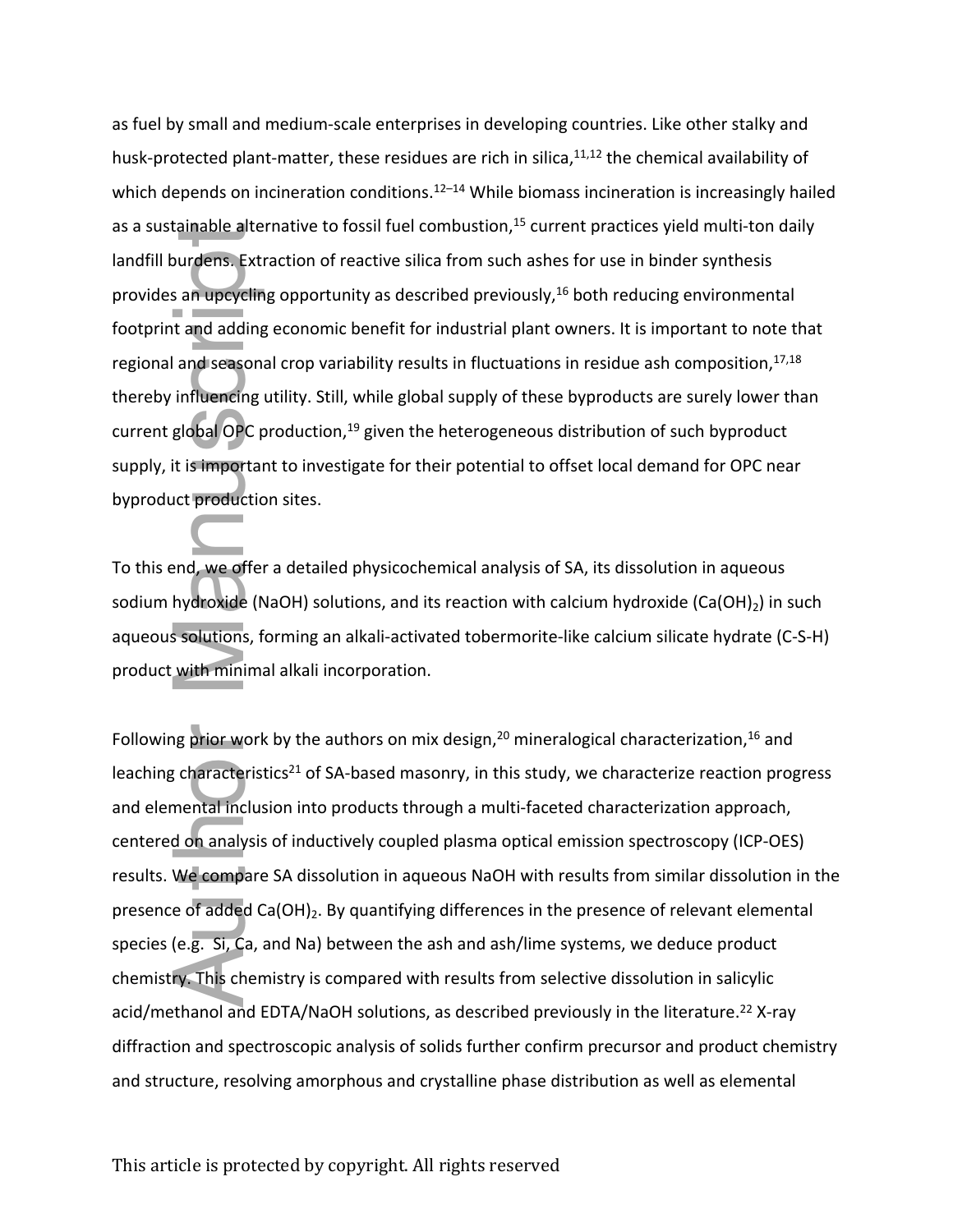as fuel by small and medium-scale enterprises in developing countries. Like other stalky and husk-protected plant-matter, these residues are rich in silica,[11,12] the chemical availability of which depends on incineration conditions.[12–14] While biomass incineration is increasingly hailed as a sustainable alternative to fossil fuel combustion,[15] current practices yield multi-ton daily landfill burdens. Extraction of reactive silica from such ashes for use in binder synthesis provides an upcycling opportunity as described previously,[16] both reducing environmental footprint and adding economic benefit for industrial plant owners. It is important to note that regional and seasonal crop variability results in fluctuations in residue ash composition,[17,18] thereby influencing utility. Still, while global supply of these byproducts are surely lower than current global OPC production,[19] given the heterogeneous distribution of such byproduct supply, it is important to investigate for their potential to offset local demand for OPC near byproduct production sites.

To this end, we offer a detailed physicochemical analysis of SA, its dissolution in aqueous sodium hydroxide (NaOH) solutions, and its reaction with calcium hydroxide ($Ca(OH)_2$) in such aqueous solutions, forming an alkali-activated tobermorite-like calcium silicate hydrate (C-S-H) product with minimal alkali incorporation.

Following prior work by the authors on mix design,[20] mineralogical characterization,[16] and leaching characteristics[21] of SA-based masonry, in this study, we characterize reaction progress and elemental inclusion into products through a multi-faceted characterization approach, centered on analysis of inductively coupled plasma optical emission spectroscopy (ICP-OES) results. We compare SA dissolution in aqueous NaOH with results from similar dissolution in the presence of added $Ca(OH)_2$. By quantifying differences in the presence of relevant elemental species (e.g. Si, Ca, and Na) between the ash and ash/lime systems, we deduce product chemistry. This chemistry is compared with results from selective dissolution in salicylic acid/methanol and EDTA/NaOH solutions, as described previously in the literature.[22] X-ray diffraction and spectroscopic analysis of solids further confirm precursor and product chemistry and structure, resolving amorphous and crystalline phase distribution as well as elemental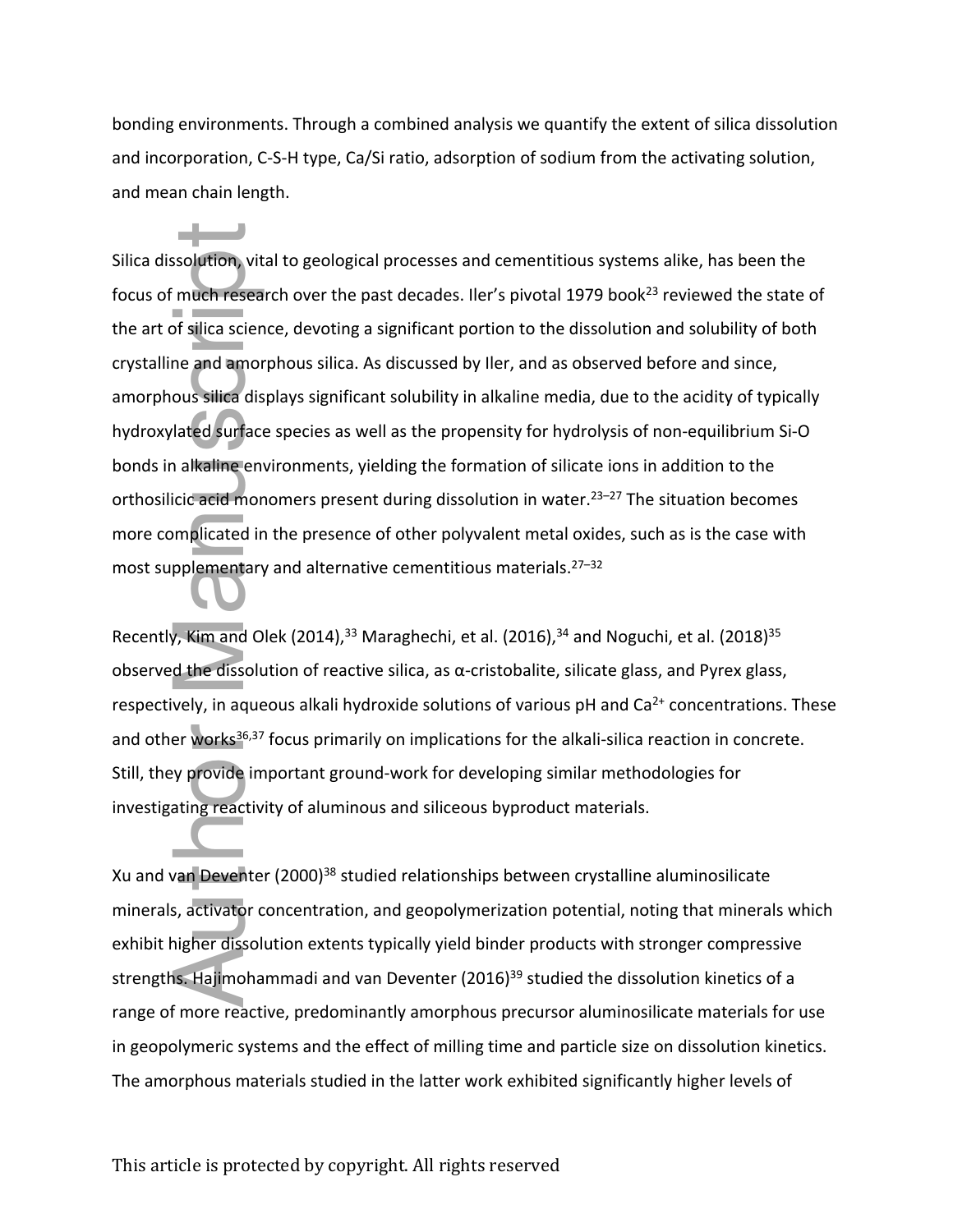bonding environments. Through a combined analysis we quantify the extent of silica dissolution and incorporation, C-S-H type, Ca/Si ratio, adsorption of sodium from the activating solution, and mean chain length.

Silica dissolution, vital to geological processes and cementitious systems alike, has been the focus of much research over the past decades. Iler's pivotal 1979 book[23] reviewed the state of the art of silica science, devoting a significant portion to the dissolution and solubility of both crystalline and amorphous silica. As discussed by Iler, and as observed before and since, amorphous silica displays significant solubility in alkaline media, due to the acidity of typically hydroxylated surface species as well as the propensity for hydrolysis of non-equilibrium Si-O bonds in alkaline environments, yielding the formation of silicate ions in addition to the orthosilicic acid monomers present during dissolution in water.[23–27] The situation becomes more complicated in the presence of other polyvalent metal oxides, such as is the case with most supplementary and alternative cementitious materials.[27–32]

Recently, Kim and Olek (2014),[33] Maraghechi, et al. (2016),[34] and Noguchi, et al. (2018)[35] observed the dissolution of reactive silica, as α-cristobalite, silicate glass, and Pyrex glass, respectively, in aqueous alkali hydroxide solutions of various pH and $Ca^{2+}$ concentrations. These and other works[36,37] focus primarily on implications for the alkali-silica reaction in concrete. Still, they provide important ground-work for developing similar methodologies for investigating reactivity of aluminous and siliceous byproduct materials.

Xu and van Deventer (2000)[38] studied relationships between crystalline aluminosilicate minerals, activator concentration, and geopolymerization potential, noting that minerals which exhibit higher dissolution extents typically yield binder products with stronger compressive strengths. Hajimohammadi and van Deventer (2016)[39] studied the dissolution kinetics of a range of more reactive, predominantly amorphous precursor aluminosilicate materials for use in geopolymeric systems and the effect of milling time and particle size on dissolution kinetics. The amorphous materials studied in the latter work exhibited significantly higher levels of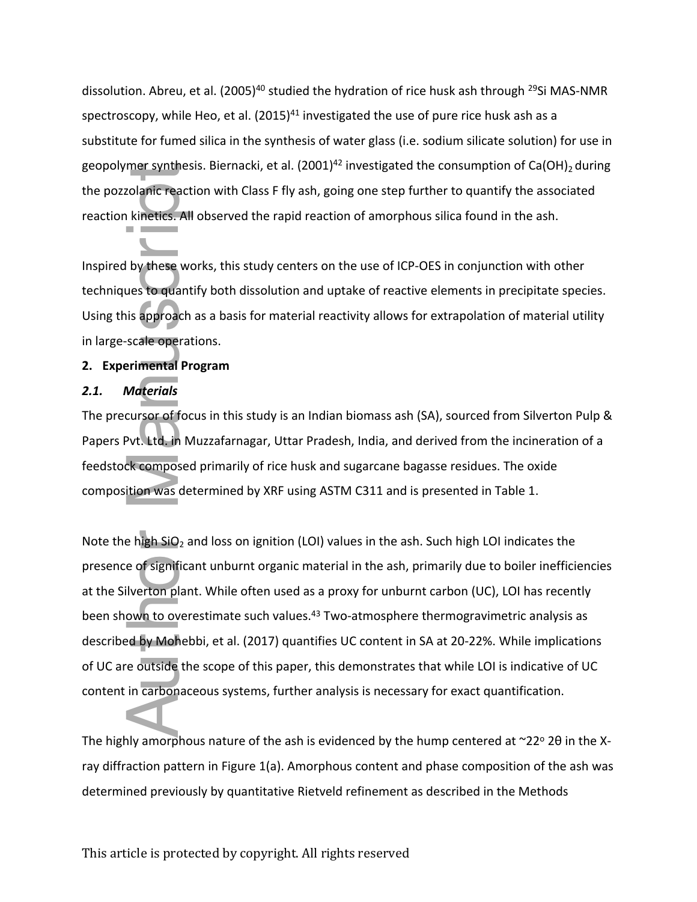dissolution. Abreu, et al. (2005)[40] studied the hydration of rice husk ash through $^{29}$Si MAS-NMR spectroscopy, while Heo, et al. (2015)[41] investigated the use of pure rice husk ash as a substitute for fumed silica in the synthesis of water glass (i.e. sodium silicate solution) for use in geopolymer synthesis. Biernacki, et al. (2001)[42] investigated the consumption of $Ca(OH)_2$ during the pozzolanic reaction with Class F fly ash, going one step further to quantify the associated reaction kinetics. All observed the rapid reaction of amorphous silica found in the ash.

Inspired by these works, this study centers on the use of ICP-OES in conjunction with other techniques to quantify both dissolution and uptake of reactive elements in precipitate species. Using this approach as a basis for material reactivity allows for extrapolation of material utility in large-scale operations.

## 2. Experimental Program

### *2.1. Materials*

The precursor of focus in this study is an Indian biomass ash (SA), sourced from Silverton Pulp & Papers Pvt. Ltd. in Muzzafarnagar, Uttar Pradesh, India, and derived from the incineration of a feedstock composed primarily of rice husk and sugarcane bagasse residues. The oxide composition was determined by XRF using ASTM C311 and is presented in Table 1.

Note the high $SiO_2$ and loss on ignition (LOI) values in the ash. Such high LOI indicates the presence of significant unburnt organic material in the ash, primarily due to boiler inefficiencies at the Silverton plant. While often used as a proxy for unburnt carbon (UC), LOI has recently been shown to overestimate such values.[43] Two-atmosphere thermogravimetric analysis as described by Mohebbi, et al. (2017) quantifies UC content in SA at 20-22%. While implications of UC are outside the scope of this paper, this demonstrates that while LOI is indicative of UC content in carbonaceous systems, further analysis is necessary for exact quantification.

The highly amorphous nature of the ash is evidenced by the hump centered at ~22$^{o}$ 2θ in the X-ray diffraction pattern in Figure 1(a). Amorphous content and phase composition of the ash was determined previously by quantitative Rietveld refinement as described in the Methods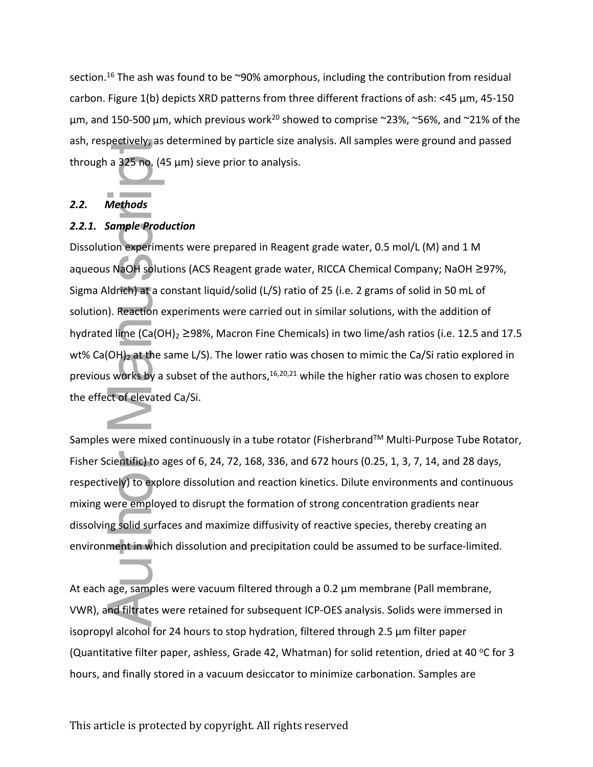section.[16] The ash was found to be ~90% amorphous, including the contribution from residual carbon. Figure 1(b) depicts XRD patterns from three different fractions of ash: <45 µm, 45-150 µm, and 150-500 µm, which previous work[20] showed to comprise ~23%, ~56%, and ~21% of the ash, respectively, as determined by particle size analysis. All samples were ground and passed through a 325 no. (45 µm) sieve prior to analysis.

## *2.2. Methods*

### *2.2.1. Sample Production*

Dissolution experiments were prepared in Reagent grade water, 0.5 mol/L (M) and 1 M aqueous NaOH solutions (ACS Reagent grade water, RICCA Chemical Company; NaOH ≥97%, Sigma Aldrich) at a constant liquid/solid (L/S) ratio of 25 (i.e. 2 grams of solid in 50 mL of solution). Reaction experiments were carried out in similar solutions, with the addition of hydrated lime ($Ca(OH)_2$ ≥98%, Macron Fine Chemicals) in two lime/ash ratios (i.e. 12.5 and 17.5 wt% $Ca(OH)_2$ at the same L/S). The lower ratio was chosen to mimic the Ca/Si ratio explored in previous works by a subset of the authors,[16,20,21] while the higher ratio was chosen to explore the effect of elevated Ca/Si.

Samples were mixed continuously in a tube rotator (Fisherbrand™ Multi-Purpose Tube Rotator, Fisher Scientific) to ages of 6, 24, 72, 168, 336, and 672 hours (0.25, 1, 3, 7, 14, and 28 days, respectively) to explore dissolution and reaction kinetics. Dilute environments and continuous mixing were employed to disrupt the formation of strong concentration gradients near dissolving solid surfaces and maximize diffusivity of reactive species, thereby creating an environment in which dissolution and precipitation could be assumed to be surface-limited.

At each age, samples were vacuum filtered through a 0.2 µm membrane (Pall membrane, VWR), and filtrates were retained for subsequent ICP-OES analysis. Solids were immersed in isopropyl alcohol for 24 hours to stop hydration, filtered through 2.5 µm filter paper (Quantitative filter paper, ashless, Grade 42, Whatman) for solid retention, dried at 40 °C for 3 hours, and finally stored in a vacuum desiccator to minimize carbonation. Samples are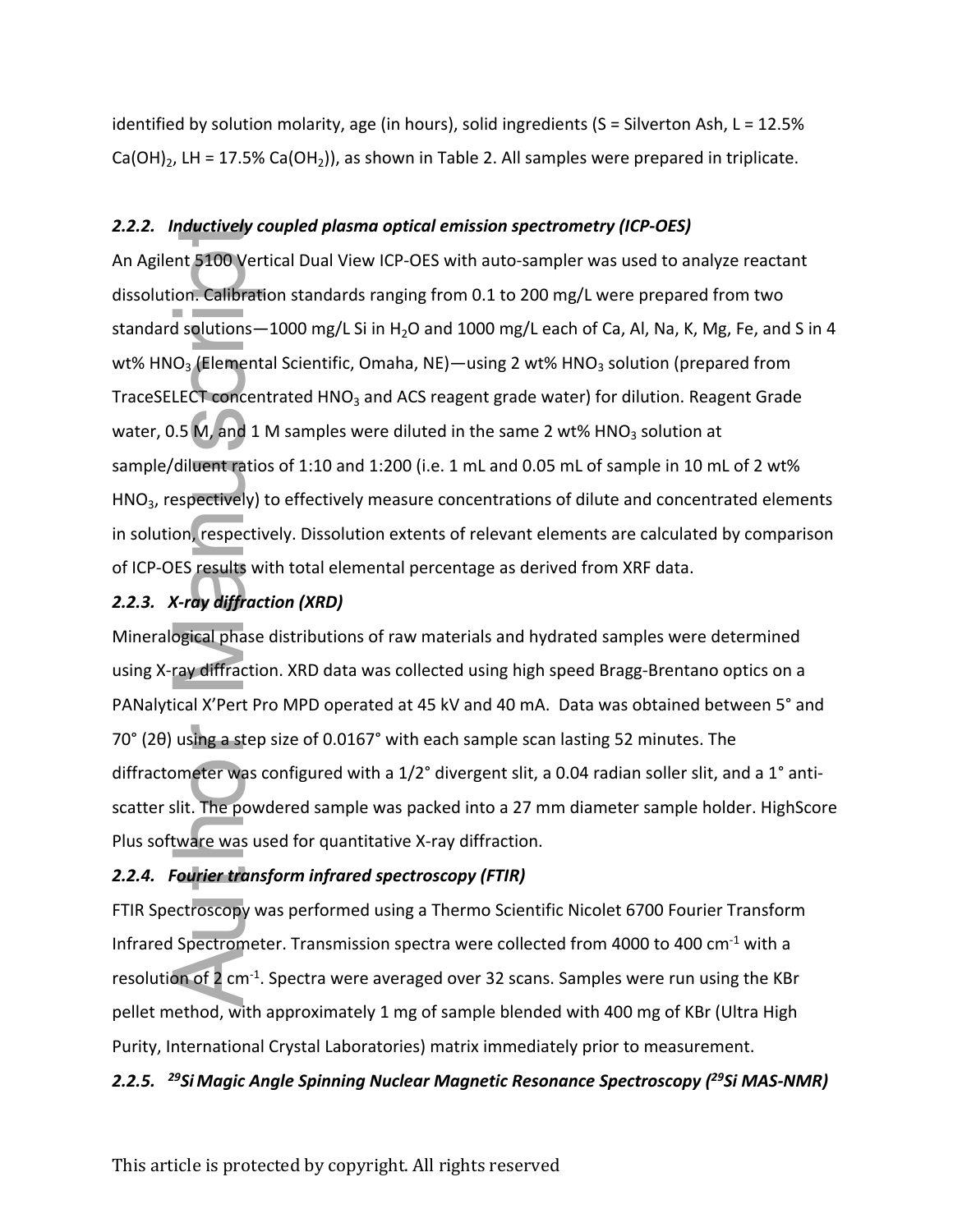identified by solution molarity, age (in hours), solid ingredients (S = Silverton Ash, L = 12.5% $Ca(OH)_2$, LH = 17.5% $Ca(OH_2)$), as shown in Table 2. All samples were prepared in triplicate.

### *2.2.2. Inductively coupled plasma optical emission spectrometry (ICP-OES)*

An Agilent 5100 Vertical Dual View ICP-OES with auto-sampler was used to analyze reactant dissolution. Calibration standards ranging from 0.1 to 200 mg/L were prepared from two standard solutions—1000 mg/L Si in $H_2O$ and 1000 mg/L each of Ca, Al, Na, K, Mg, Fe, and S in 4 wt% $HNO_3$ (Elemental Scientific, Omaha, NE)—using 2 wt% $HNO_3$ solution (prepared from TraceSELECT concentrated $HNO_3$ and ACS reagent grade water) for dilution. Reagent Grade water, 0.5 M, and 1 M samples were diluted in the same 2 wt% $HNO_3$ solution at sample/diluent ratios of 1:10 and 1:200 (i.e. 1 mL and 0.05 mL of sample in 10 mL of 2 wt% $HNO_3$, respectively) to effectively measure concentrations of dilute and concentrated elements in solution, respectively. Dissolution extents of relevant elements are calculated by comparison of ICP-OES results with total elemental percentage as derived from XRF data.

### *2.2.3. X-ray diffraction (XRD)*

Mineralogical phase distributions of raw materials and hydrated samples were determined using X-ray diffraction. XRD data was collected using high speed Bragg-Brentano optics on a PANalytical X'Pert Pro MPD operated at 45 kV and 40 mA. Data was obtained between 5° and 70° (2θ) using a step size of 0.0167° with each sample scan lasting 52 minutes. The diffractometer was configured with a 1/2° divergent slit, a 0.04 radian soller slit, and a 1° anti-scatter slit. The powdered sample was packed into a 27 mm diameter sample holder. HighScore Plus software was used for quantitative X-ray diffraction.

### *2.2.4. Fourier transform infrared spectroscopy (FTIR)*

FTIR Spectroscopy was performed using a Thermo Scientific Nicolet 6700 Fourier Transform Infrared Spectrometer. Transmission spectra were collected from 4000 to 400 $cm^{-1}$ with a resolution of 2 $cm^{-1}$. Spectra were averaged over 32 scans. Samples were run using the KBr pellet method, with approximately 1 mg of sample blended with 400 mg of KBr (Ultra High Purity, International Crystal Laboratories) matrix immediately prior to measurement.

### *2.2.5. $^{29}Si$ Magic Angle Spinning Nuclear Magnetic Resonance Spectroscopy ($^{29}Si$ MAS-NMR)*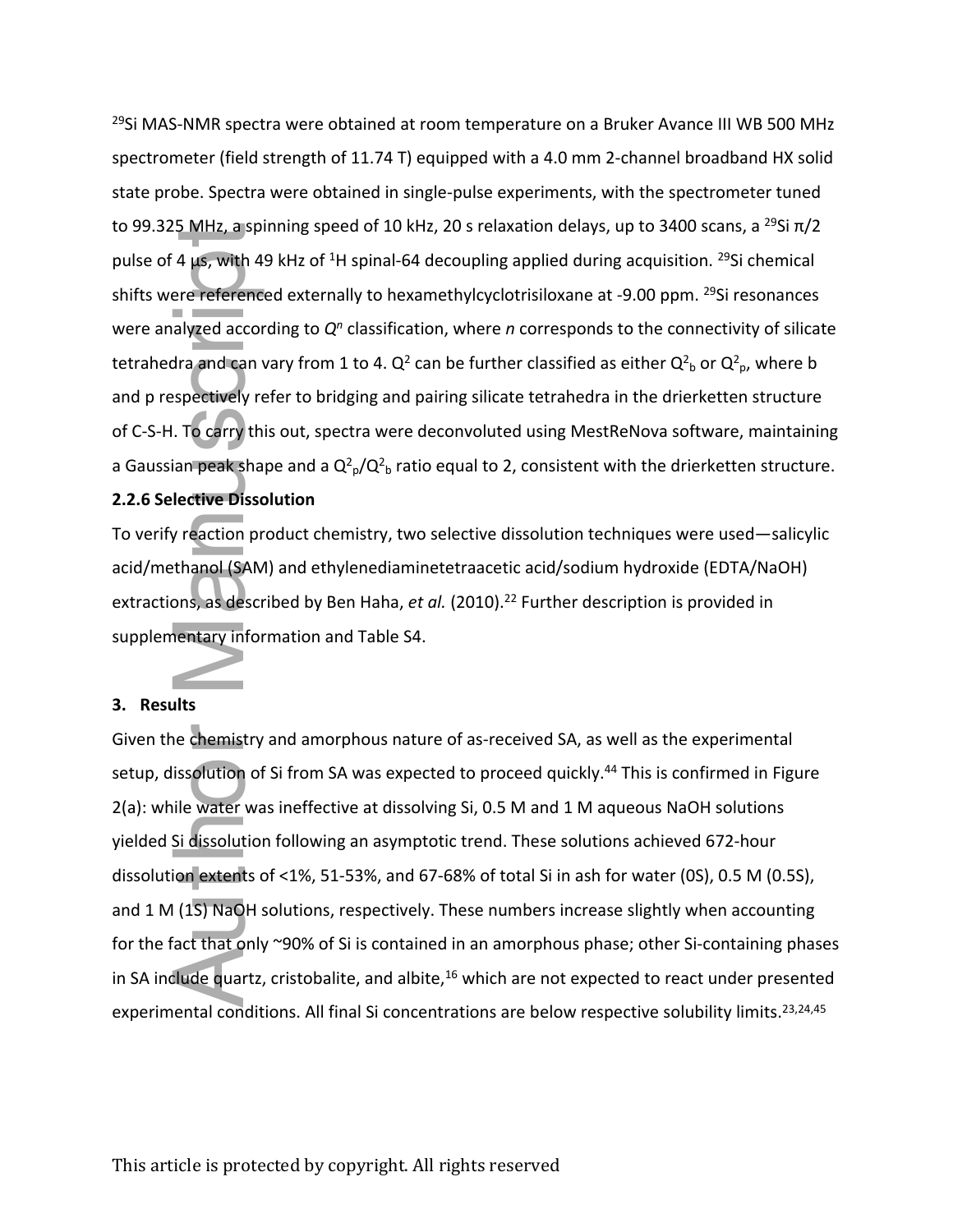$^{29}$Si MAS-NMR spectra were obtained at room temperature on a Bruker Avance III WB 500 MHz spectrometer (field strength of 11.74 T) equipped with a 4.0 mm 2-channel broadband HX solid state probe. Spectra were obtained in single-pulse experiments, with the spectrometer tuned to 99.325 MHz, a spinning speed of 10 kHz, 20 s relaxation delays, up to 3400 scans, a $^{29}$Si $\pi/2$ pulse of 4 μs, with 49 kHz of $^{1}$H spinal-64 decoupling applied during acquisition. $^{29}$Si chemical shifts were referenced externally to hexamethylcyclotrisiloxane at -9.00 ppm. $^{29}$Si resonances were analyzed according to $Q^n$ classification, where *n* corresponds to the connectivity of silicate tetrahedra and can vary from 1 to 4. $Q^2$ can be further classified as either $Q^2_b$ or $Q^2_p$, where b and p respectively refer to bridging and pairing silicate tetrahedra in the drierketten structure of C-S-H. To carry this out, spectra were deconvoluted using MestReNova software, maintaining a Gaussian peak shape and a $Q^2_p/Q^2_b$ ratio equal to 2, consistent with the drierketten structure.

### 2.2.6 Selective Dissolution

To verify reaction product chemistry, two selective dissolution techniques were used—salicylic acid/methanol (SAM) and ethylenediaminetetraacetic acid/sodium hydroxide (EDTA/NaOH) extractions, as described by Ben Haha, *et al.* (2010).[22] Further description is provided in supplementary information and Table S4.

## 3. Results

Given the chemistry and amorphous nature of as-received SA, as well as the experimental setup, dissolution of Si from SA was expected to proceed quickly.[44] This is confirmed in Figure 2(a): while water was ineffective at dissolving Si, 0.5 M and 1 M aqueous NaOH solutions yielded Si dissolution following an asymptotic trend. These solutions achieved 672-hour dissolution extents of <1%, 51-53%, and 67-68% of total Si in ash for water (0S), 0.5 M (0.5S), and 1 M (1S) NaOH solutions, respectively. These numbers increase slightly when accounting for the fact that only ~90% of Si is contained in an amorphous phase; other Si-containing phases in SA include quartz, cristobalite, and albite,[16] which are not expected to react under presented experimental conditions. All final Si concentrations are below respective solubility limits.[23,24,45]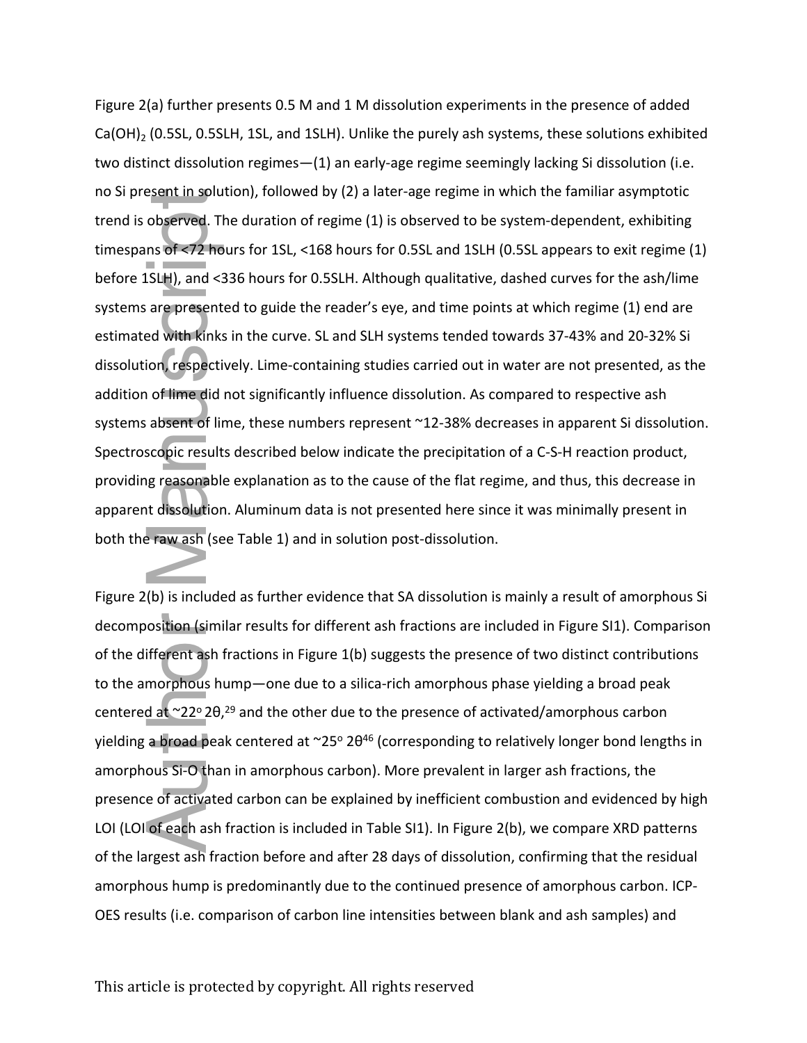Figure 2(a) further presents 0.5 M and 1 M dissolution experiments in the presence of added $Ca(OH)_2$ (0.5SL, 0.5SLH, 1SL, and 1SLH). Unlike the purely ash systems, these solutions exhibited two distinct dissolution regimes—(1) an early-age regime seemingly lacking Si dissolution (i.e. no Si present in solution), followed by (2) a later-age regime in which the familiar asymptotic trend is observed. The duration of regime (1) is observed to be system-dependent, exhibiting timespans of <72 hours for 1SL, <168 hours for 0.5SL and 1SLH (0.5SL appears to exit regime (1) before 1SLH), and <336 hours for 0.5SLH. Although qualitative, dashed curves for the ash/lime systems are presented to guide the reader's eye, and time points at which regime (1) end are estimated with kinks in the curve. SL and SLH systems tended towards 37-43% and 20-32% Si dissolution, respectively. Lime-containing studies carried out in water are not presented, as the addition of lime did not significantly influence dissolution. As compared to respective ash systems absent of lime, these numbers represent ~12-38% decreases in apparent Si dissolution. Spectroscopic results described below indicate the precipitation of a C-S-H reaction product, providing reasonable explanation as to the cause of the flat regime, and thus, this decrease in apparent dissolution. Aluminum data is not presented here since it was minimally present in both the raw ash (see Table 1) and in solution post-dissolution.

Figure 2(b) is included as further evidence that SA dissolution is mainly a result of amorphous Si decomposition (similar results for different ash fractions are included in Figure SI1). Comparison of the different ash fractions in Figure 1(b) suggests the presence of two distinct contributions to the amorphous hump—one due to a silica-rich amorphous phase yielding a broad peak centered at ~22° 2θ,[29] and the other due to the presence of activated/amorphous carbon yielding a broad peak centered at ~25° 2θ[46] (corresponding to relatively longer bond lengths in amorphous Si-O than in amorphous carbon). More prevalent in larger ash fractions, the presence of activated carbon can be explained by inefficient combustion and evidenced by high LOI (LOI of each ash fraction is included in Table SI1). In Figure 2(b), we compare XRD patterns of the largest ash fraction before and after 28 days of dissolution, confirming that the residual amorphous hump is predominantly due to the continued presence of amorphous carbon. ICP-OES results (i.e. comparison of carbon line intensities between blank and ash samples) and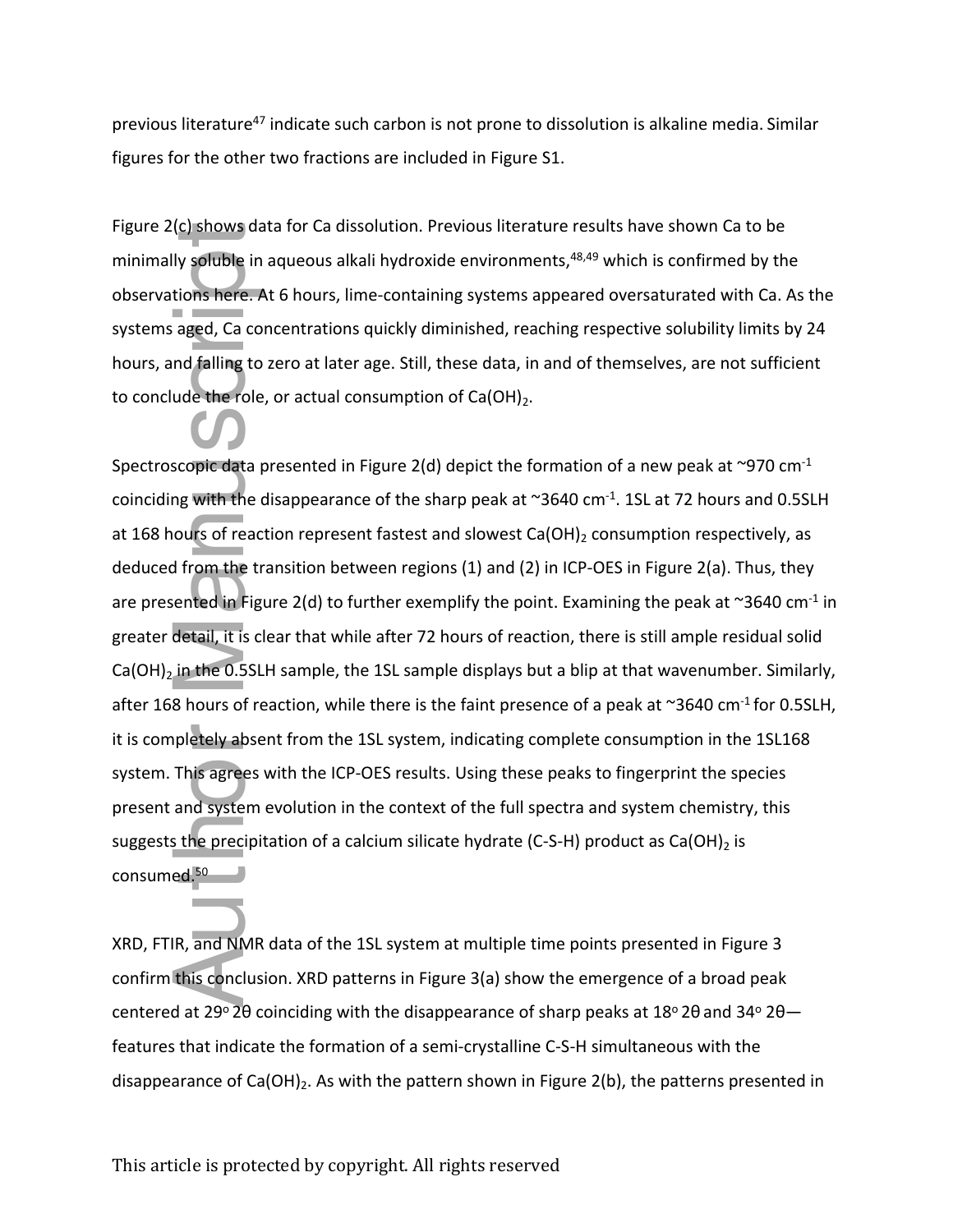previous literature[47] indicate such carbon is not prone to dissolution is alkaline media. Similar figures for the other two fractions are included in Figure S1.

Figure 2(c) shows data for Ca dissolution. Previous literature results have shown Ca to be minimally soluble in aqueous alkali hydroxide environments,[48,49] which is confirmed by the observations here. At 6 hours, lime-containing systems appeared oversaturated with Ca. As the systems aged, Ca concentrations quickly diminished, reaching respective solubility limits by 24 hours, and falling to zero at later age. Still, these data, in and of themselves, are not sufficient to conclude the role, or actual consumption of $Ca(OH)_2$.

Spectroscopic data presented in Figure 2(d) depict the formation of a new peak at ~970 $cm^{-1}$ coinciding with the disappearance of the sharp peak at ~3640 $cm^{-1}$. 1SL at 72 hours and 0.5SLH at 168 hours of reaction represent fastest and slowest $Ca(OH)_2$ consumption respectively, as deduced from the transition between regions (1) and (2) in ICP-OES in Figure 2(a). Thus, they are presented in Figure 2(d) to further exemplify the point. Examining the peak at ~3640 $cm^{-1}$ in greater detail, it is clear that while after 72 hours of reaction, there is still ample residual solid $Ca(OH)_2$ in the 0.5SLH sample, the 1SL sample displays but a blip at that wavenumber. Similarly, after 168 hours of reaction, while there is the faint presence of a peak at ~3640 $cm^{-1}$ for 0.5SLH, it is completely absent from the 1SL system, indicating complete consumption in the 1SL168 system. This agrees with the ICP-OES results. Using these peaks to fingerprint the species present and system evolution in the context of the full spectra and system chemistry, this suggests the precipitation of a calcium silicate hydrate (C-S-H) product as $Ca(OH)_2$ is consumed.[50]

XRD, FTIR, and NMR data of the 1SL system at multiple time points presented in Figure 3 confirm this conclusion. XRD patterns in Figure 3(a) show the emergence of a broad peak centered at 29° 2θ coinciding with the disappearance of sharp peaks at 18° 2θ and 34° 2θ—features that indicate the formation of a semi-crystalline C-S-H simultaneous with the disappearance of $Ca(OH)_2$. As with the pattern shown in Figure 2(b), the patterns presented in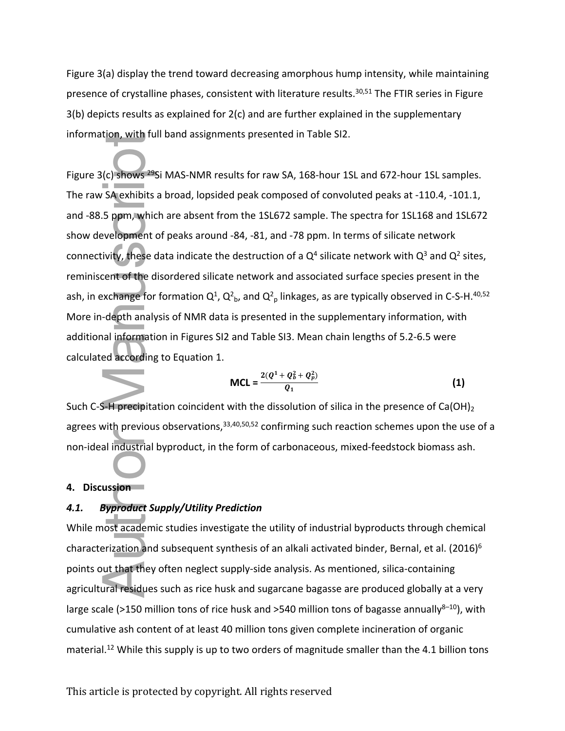Figure 3(a) display the trend toward decreasing amorphous hump intensity, while maintaining presence of crystalline phases, consistent with literature results.[30,51] The FTIR series in Figure 3(b) depicts results as explained for 2(c) and are further explained in the supplementary information, with full band assignments presented in Table SI2.

Figure 3(c) shows $^{29}$Si MAS-NMR results for raw SA, 168-hour 1SL and 672-hour 1SL samples. The raw SA exhibits a broad, lopsided peak composed of convoluted peaks at -110.4, -101.1, and -88.5 ppm, which are absent from the 1SL672 sample. The spectra for 1SL168 and 1SL672 show development of peaks around -84, -81, and -78 ppm. In terms of silicate network connectivity, these data indicate the destruction of a $Q^4$ silicate network with $Q^3$ and $Q^2$ sites, reminiscent of the disordered silicate network and associated surface species present in the ash, in exchange for formation $Q^1$, $Q^2_b$, and $Q^2_p$ linkages, as are typically observed in C-S-H.[40,52] More in-depth analysis of NMR data is presented in the supplementary information, with additional information in Figures SI2 and Table SI3. Mean chain lengths of 5.2-6.5 were calculated according to Equation 1.

$$\mathbf{MCL} = \frac{2(Q^1 + Q_b^2 + Q_p^2)}{Q_1} \tag{1}$$

Such C-S-H precipitation coincident with the dissolution of silica in the presence of $Ca(OH)_2$ agrees with previous observations,[33,40,50,52] confirming such reaction schemes upon the use of a non-ideal industrial byproduct, in the form of carbonaceous, mixed-feedstock biomass ash.

## 4. Discussion

### *4.1. Byproduct Supply/Utility Prediction*

While most academic studies investigate the utility of industrial byproducts through chemical characterization and subsequent synthesis of an alkali activated binder, Bernal, et al. (2016)[6] points out that they often neglect supply-side analysis. As mentioned, silica-containing agricultural residues such as rice husk and sugarcane bagasse are produced globally at a very large scale (>150 million tons of rice husk and >540 million tons of bagasse annually[8–10]), with cumulative ash content of at least 40 million tons given complete incineration of organic material.[12] While this supply is up to two orders of magnitude smaller than the 4.1 billion tons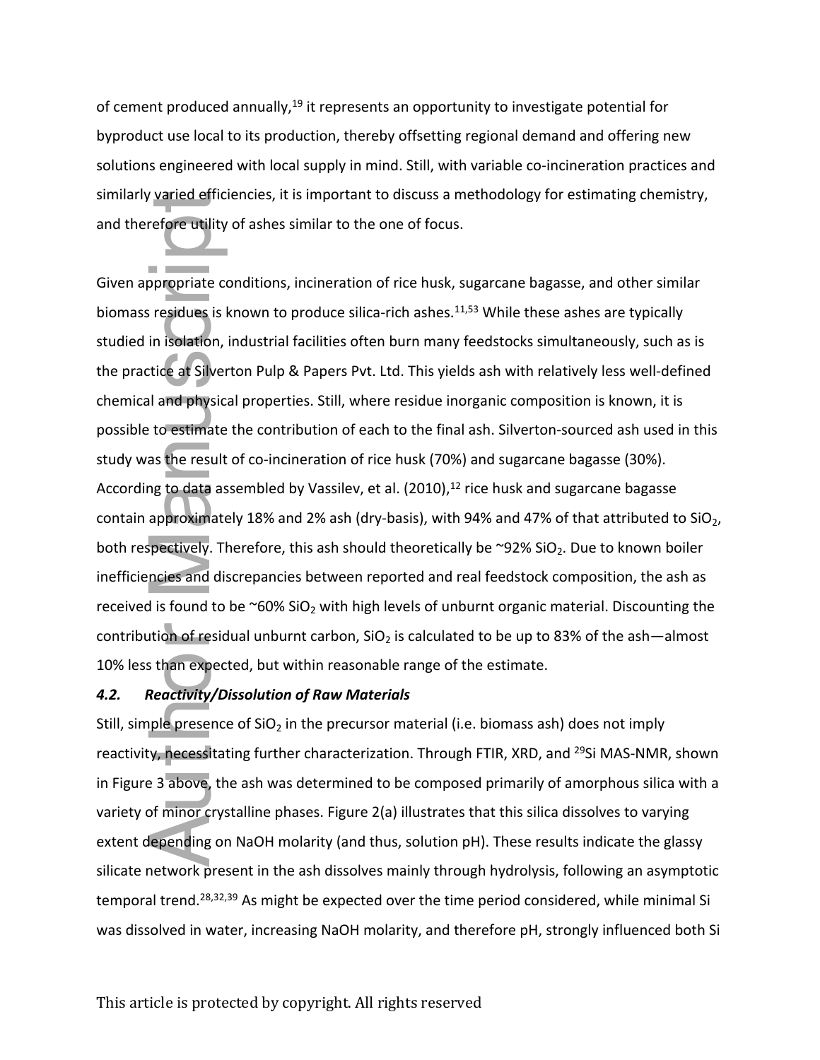of cement produced annually,[19] it represents an opportunity to investigate potential for byproduct use local to its production, thereby offsetting regional demand and offering new solutions engineered with local supply in mind. Still, with variable co-incineration practices and similarly varied efficiencies, it is important to discuss a methodology for estimating chemistry, and therefore utility of ashes similar to the one of focus.

Given appropriate conditions, incineration of rice husk, sugarcane bagasse, and other similar biomass residues is known to produce silica-rich ashes.[11,53] While these ashes are typically studied in isolation, industrial facilities often burn many feedstocks simultaneously, such as is the practice at Silverton Pulp & Papers Pvt. Ltd. This yields ash with relatively less well-defined chemical and physical properties. Still, where residue inorganic composition is known, it is possible to estimate the contribution of each to the final ash. Silverton-sourced ash used in this study was the result of co-incineration of rice husk (70%) and sugarcane bagasse (30%). According to data assembled by Vassilev, et al. (2010),[12] rice husk and sugarcane bagasse contain approximately 18% and 2% ash (dry-basis), with 94% and 47% of that attributed to $SiO_2$, both respectively. Therefore, this ash should theoretically be ~92% $SiO_2$. Due to known boiler inefficiencies and discrepancies between reported and real feedstock composition, the ash as received is found to be ~60% $SiO_2$ with high levels of unburnt organic material. Discounting the contribution of residual unburnt carbon, $SiO_2$ is calculated to be up to 83% of the ash—almost 10% less than expected, but within reasonable range of the estimate.

#### *4.2. Reactivity/Dissolution of Raw Materials*

Still, simple presence of $SiO_2$ in the precursor material (i.e. biomass ash) does not imply reactivity, necessitating further characterization. Through FTIR, XRD, and $^{29}$Si MAS-NMR, shown in Figure 3 above, the ash was determined to be composed primarily of amorphous silica with a variety of minor crystalline phases. Figure 2(a) illustrates that this silica dissolves to varying extent depending on NaOH molarity (and thus, solution pH). These results indicate the glassy silicate network present in the ash dissolves mainly through hydrolysis, following an asymptotic temporal trend.[28,32,39] As might be expected over the time period considered, while minimal Si was dissolved in water, increasing NaOH molarity, and therefore pH, strongly influenced both Si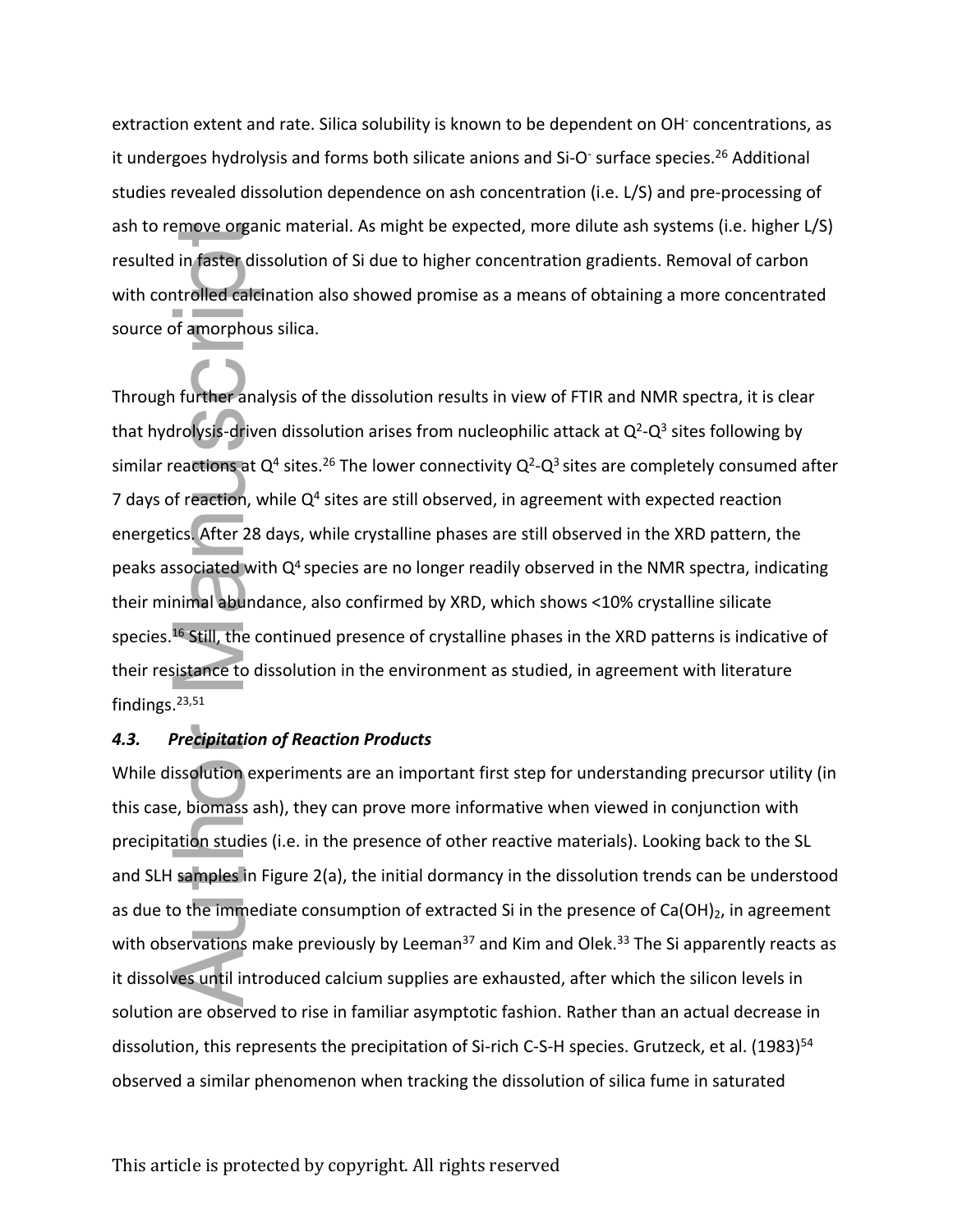extraction extent and rate. Silica solubility is known to be dependent on $OH^-$ concentrations, as it undergoes hydrolysis and forms both silicate anions and $Si\text{-}O^-$ surface species.[26] Additional studies revealed dissolution dependence on ash concentration (i.e. L/S) and pre-processing of ash to remove organic material. As might be expected, more dilute ash systems (i.e. higher L/S) resulted in faster dissolution of Si due to higher concentration gradients. Removal of carbon with controlled calcination also showed promise as a means of obtaining a more concentrated source of amorphous silica.

Through further analysis of the dissolution results in view of FTIR and NMR spectra, it is clear that hydrolysis-driven dissolution arises from nucleophilic attack at $Q^2$-$Q^3$ sites following by similar reactions at $Q^4$ sites.[26] The lower connectivity $Q^2$-$Q^3$ sites are completely consumed after 7 days of reaction, while $Q^4$ sites are still observed, in agreement with expected reaction energetics. After 28 days, while crystalline phases are still observed in the XRD pattern, the peaks associated with $Q^4$ species are no longer readily observed in the NMR spectra, indicating their minimal abundance, also confirmed by XRD, which shows <10% crystalline silicate species.[16] Still, the continued presence of crystalline phases in the XRD patterns is indicative of their resistance to dissolution in the environment as studied, in agreement with literature findings.[23,51]

### *4.3. Precipitation of Reaction Products*

While dissolution experiments are an important first step for understanding precursor utility (in this case, biomass ash), they can prove more informative when viewed in conjunction with precipitation studies (i.e. in the presence of other reactive materials). Looking back to the SL and SLH samples in Figure 2(a), the initial dormancy in the dissolution trends can be understood as due to the immediate consumption of extracted Si in the presence of $Ca(OH)_2$, in agreement with observations make previously by Leeman[37] and Kim and Olek.[33] The Si apparently reacts as it dissolves until introduced calcium supplies are exhausted, after which the silicon levels in solution are observed to rise in familiar asymptotic fashion. Rather than an actual decrease in dissolution, this represents the precipitation of Si-rich C-S-H species. Grutzeck, et al. (1983)[54] observed a similar phenomenon when tracking the dissolution of silica fume in saturated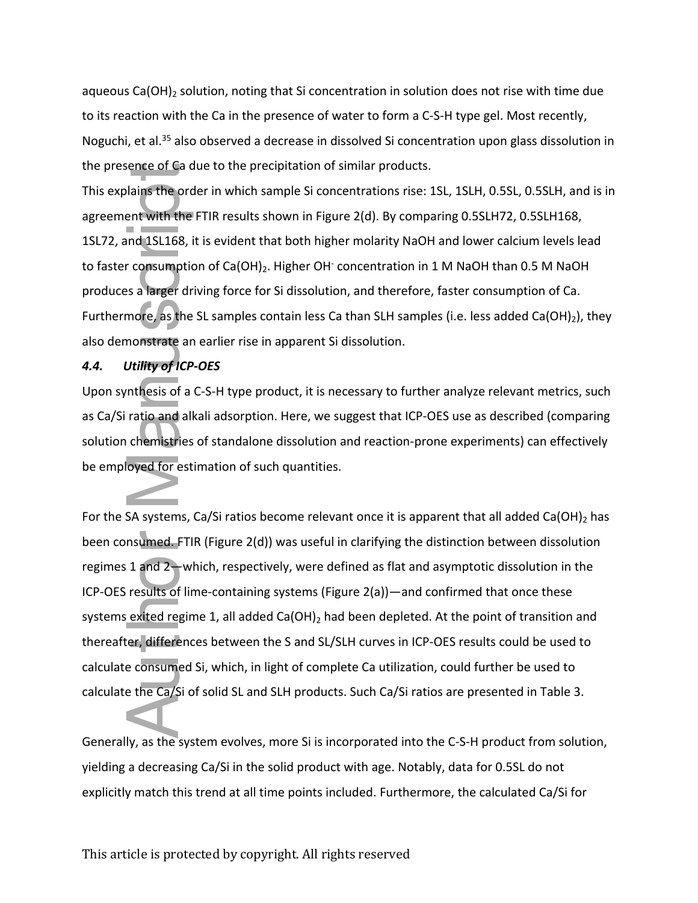aqueous $Ca(OH)_2$ solution, noting that Si concentration in solution does not rise with time due to its reaction with the Ca in the presence of water to form a C-S-H type gel. Most recently, Noguchi, et al.[35] also observed a decrease in dissolved Si concentration upon glass dissolution in the presence of Ca due to the precipitation of similar products.

This explains the order in which sample Si concentrations rise: 1SL, 1SLH, 0.5SL, 0.5SLH, and is in agreement with the FTIR results shown in Figure 2(d). By comparing 0.5SLH72, 0.5SLH168, 1SL72, and 1SL168, it is evident that both higher molarity NaOH and lower calcium levels lead to faster consumption of $Ca(OH)_2$. Higher $OH^-$ concentration in 1 M NaOH than 0.5 M NaOH produces a larger driving force for Si dissolution, and therefore, faster consumption of Ca. Furthermore, as the SL samples contain less Ca than SLH samples (i.e. less added $Ca(OH)_2$), they also demonstrate an earlier rise in apparent Si dissolution.

### *4.4. Utility of ICP-OES*

Upon synthesis of a C-S-H type product, it is necessary to further analyze relevant metrics, such as Ca/Si ratio and alkali adsorption. Here, we suggest that ICP-OES use as described (comparing solution chemistries of standalone dissolution and reaction-prone experiments) can effectively be employed for estimation of such quantities.

For the SA systems, Ca/Si ratios become relevant once it is apparent that all added $Ca(OH)_2$ has been consumed. FTIR (Figure 2(d)) was useful in clarifying the distinction between dissolution regimes 1 and 2—which, respectively, were defined as flat and asymptotic dissolution in the ICP-OES results of lime-containing systems (Figure 2(a))—and confirmed that once these systems exited regime 1, all added $Ca(OH)_2$ had been depleted. At the point of transition and thereafter, differences between the S and SL/SLH curves in ICP-OES results could be used to calculate consumed Si, which, in light of complete Ca utilization, could further be used to calculate the Ca/Si of solid SL and SLH products. Such Ca/Si ratios are presented in Table 3.

Generally, as the system evolves, more Si is incorporated into the C-S-H product from solution, yielding a decreasing Ca/Si in the solid product with age. Notably, data for 0.5SL do not explicitly match this trend at all time points included. Furthermore, the calculated Ca/Si for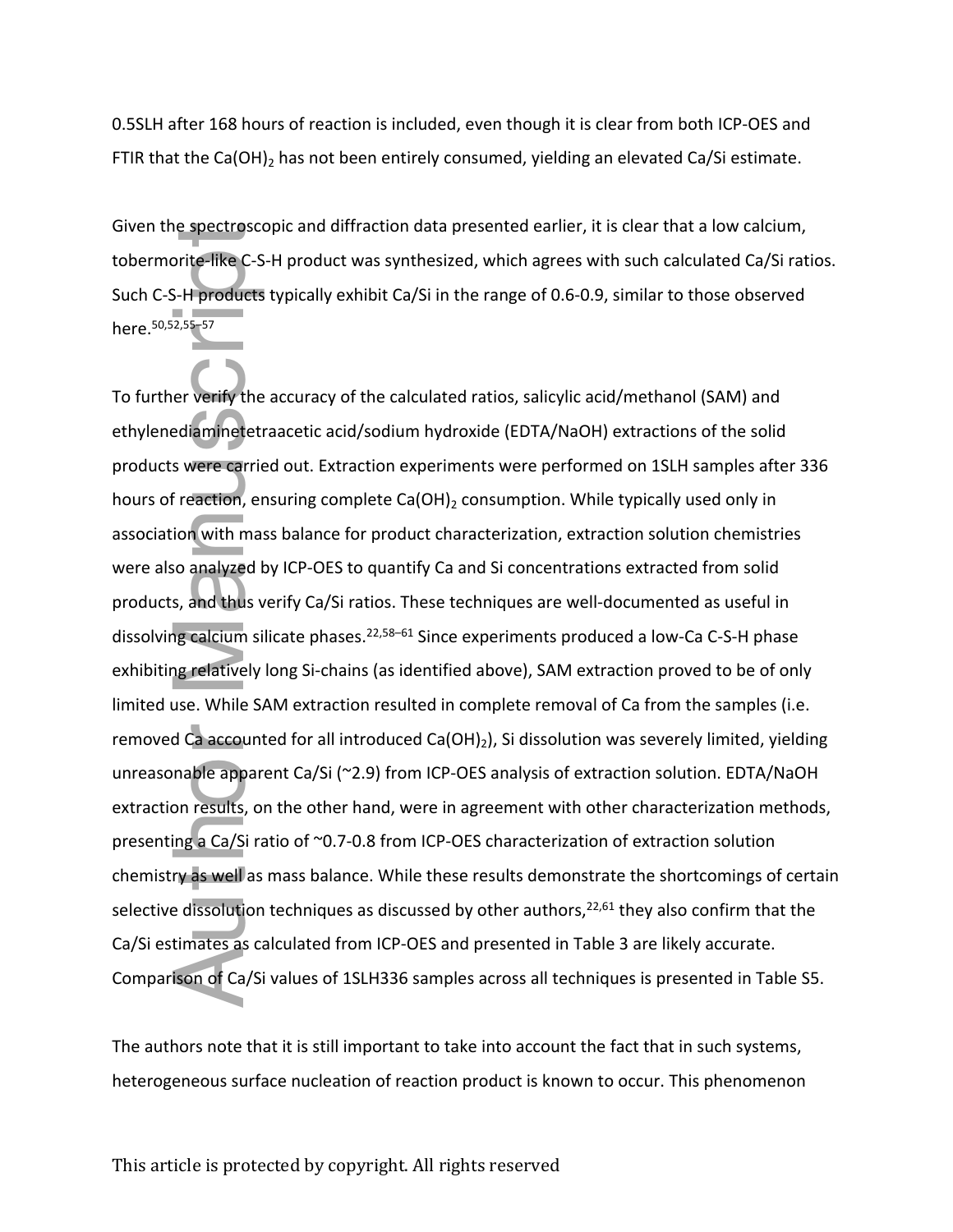0.5SLH after 168 hours of reaction is included, even though it is clear from both ICP-OES and FTIR that the $Ca(OH)_2$ has not been entirely consumed, yielding an elevated Ca/Si estimate.

Given the spectroscopic and diffraction data presented earlier, it is clear that a low calcium, tobermorite-like C-S-H product was synthesized, which agrees with such calculated Ca/Si ratios. Such C-S-H products typically exhibit Ca/Si in the range of 0.6-0.9, similar to those observed here.[50,52,55–57]

To further verify the accuracy of the calculated ratios, salicylic acid/methanol (SAM) and ethylenediaminetetraacetic acid/sodium hydroxide (EDTA/NaOH) extractions of the solid products were carried out. Extraction experiments were performed on 1SLH samples after 336 hours of reaction, ensuring complete $Ca(OH)_2$ consumption. While typically used only in association with mass balance for product characterization, extraction solution chemistries were also analyzed by ICP-OES to quantify Ca and Si concentrations extracted from solid products, and thus verify Ca/Si ratios. These techniques are well-documented as useful in dissolving calcium silicate phases.[22,58–61] Since experiments produced a low-Ca C-S-H phase exhibiting relatively long Si-chains (as identified above), SAM extraction proved to be of only limited use. While SAM extraction resulted in complete removal of Ca from the samples (i.e. removed Ca accounted for all introduced $Ca(OH)_2$), Si dissolution was severely limited, yielding unreasonable apparent Ca/Si (~2.9) from ICP-OES analysis of extraction solution. EDTA/NaOH extraction results, on the other hand, were in agreement with other characterization methods, presenting a Ca/Si ratio of ~0.7-0.8 from ICP-OES characterization of extraction solution chemistry as well as mass balance. While these results demonstrate the shortcomings of certain selective dissolution techniques as discussed by other authors,[22,61] they also confirm that the Ca/Si estimates as calculated from ICP-OES and presented in Table 3 are likely accurate. Comparison of Ca/Si values of 1SLH336 samples across all techniques is presented in Table S5.

The authors note that it is still important to take into account the fact that in such systems, heterogeneous surface nucleation of reaction product is known to occur. This phenomenon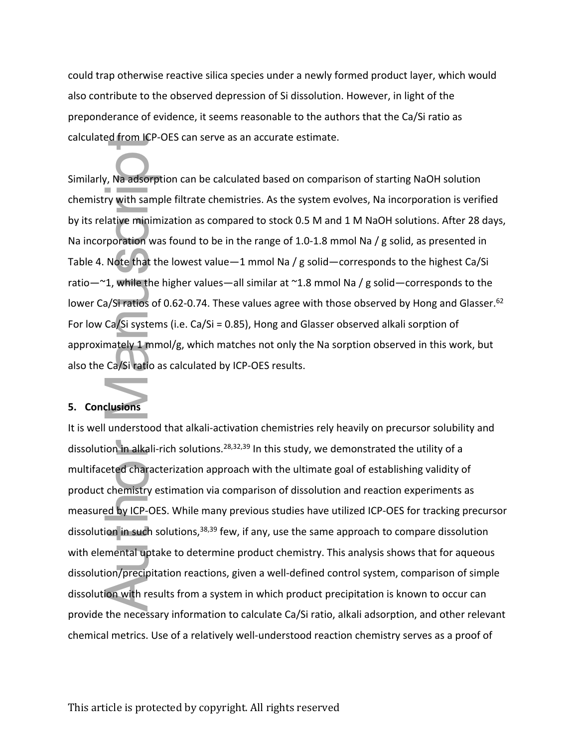could trap otherwise reactive silica species under a newly formed product layer, which would also contribute to the observed depression of Si dissolution. However, in light of the preponderance of evidence, it seems reasonable to the authors that the Ca/Si ratio as calculated from ICP-OES can serve as an accurate estimate.

Similarly, Na adsorption can be calculated based on comparison of starting NaOH solution chemistry with sample filtrate chemistries. As the system evolves, Na incorporation is verified by its relative minimization as compared to stock 0.5 M and 1 M NaOH solutions. After 28 days, Na incorporation was found to be in the range of 1.0-1.8 mmol Na / g solid, as presented in Table 4. Note that the lowest value—1 mmol Na / g solid—corresponds to the highest Ca/Si ratio—~1, while the higher values—all similar at ~1.8 mmol Na / g solid—corresponds to the lower Ca/Si ratios of 0.62-0.74. These values agree with those observed by Hong and Glasser.[62] For low Ca/Si systems (i.e. Ca/Si = 0.85), Hong and Glasser observed alkali sorption of approximately 1 mmol/g, which matches not only the Na sorption observed in this work, but also the Ca/Si ratio as calculated by ICP-OES results.

## 5. Conclusions

It is well understood that alkali-activation chemistries rely heavily on precursor solubility and dissolution in alkali-rich solutions.[28,32,39] In this study, we demonstrated the utility of a multifaceted characterization approach with the ultimate goal of establishing validity of product chemistry estimation via comparison of dissolution and reaction experiments as measured by ICP-OES. While many previous studies have utilized ICP-OES for tracking precursor dissolution in such solutions,[38,39] few, if any, use the same approach to compare dissolution with elemental uptake to determine product chemistry. This analysis shows that for aqueous dissolution/precipitation reactions, given a well-defined control system, comparison of simple dissolution with results from a system in which product precipitation is known to occur can provide the necessary information to calculate Ca/Si ratio, alkali adsorption, and other relevant chemical metrics. Use of a relatively well-understood reaction chemistry serves as a proof of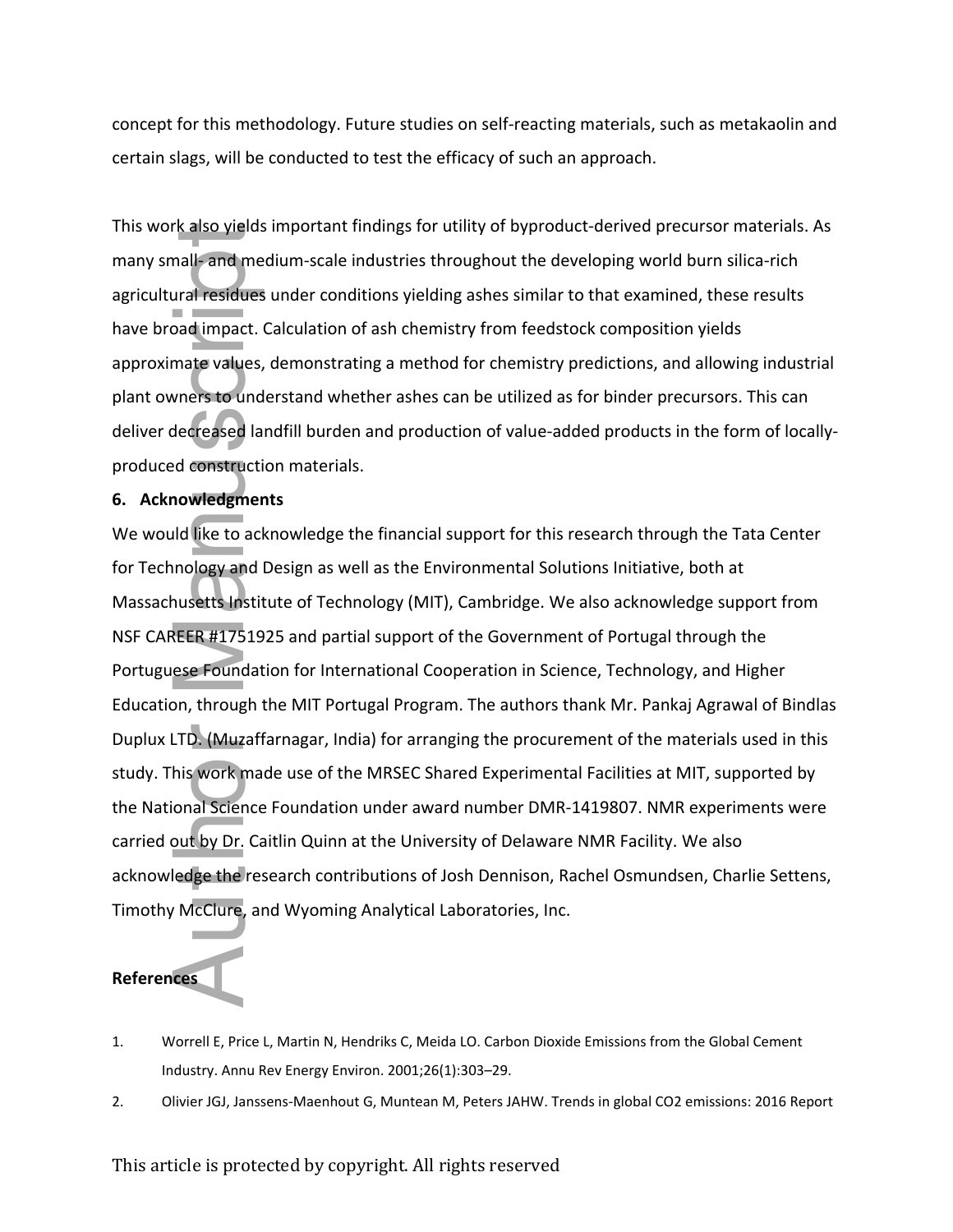concept for this methodology. Future studies on self-reacting materials, such as metakaolin and certain slags, will be conducted to test the efficacy of such an approach.

This work also yields important findings for utility of byproduct-derived precursor materials. As many small- and medium-scale industries throughout the developing world burn silica-rich agricultural residues under conditions yielding ashes similar to that examined, these results have broad impact. Calculation of ash chemistry from feedstock composition yields approximate values, demonstrating a method for chemistry predictions, and allowing industrial plant owners to understand whether ashes can be utilized as for binder precursors. This can deliver decreased landfill burden and production of value-added products in the form of locally-produced construction materials.

## 6. Acknowledgments

We would like to acknowledge the financial support for this research through the Tata Center for Technology and Design as well as the Environmental Solutions Initiative, both at Massachusetts Institute of Technology (MIT), Cambridge. We also acknowledge support from NSF CAREER #1751925 and partial support of the Government of Portugal through the Portuguese Foundation for International Cooperation in Science, Technology, and Higher Education, through the MIT Portugal Program. The authors thank Mr. Pankaj Agrawal of Bindlas Duplux LTD. (Muzaffarnagar, India) for arranging the procurement of the materials used in this study. This work made use of the MRSEC Shared Experimental Facilities at MIT, supported by the National Science Foundation under award number DMR-1419807. NMR experiments were carried out by Dr. Caitlin Quinn at the University of Delaware NMR Facility. We also acknowledge the research contributions of Josh Dennison, Rachel Osmundsen, Charlie Settens, Timothy McClure, and Wyoming Analytical Laboratories, Inc.

## References

1. Worrell E, Price L, Martin N, Hendriks C, Meida LO. Carbon Dioxide Emissions from the Global Cement Industry. Annu Rev Energy Environ. 2001;26(1):303–29.
2. Olivier JGJ, Janssens-Maenhout G, Muntean M, Peters JAHW. Trends in global CO2 emissions: 2016 Report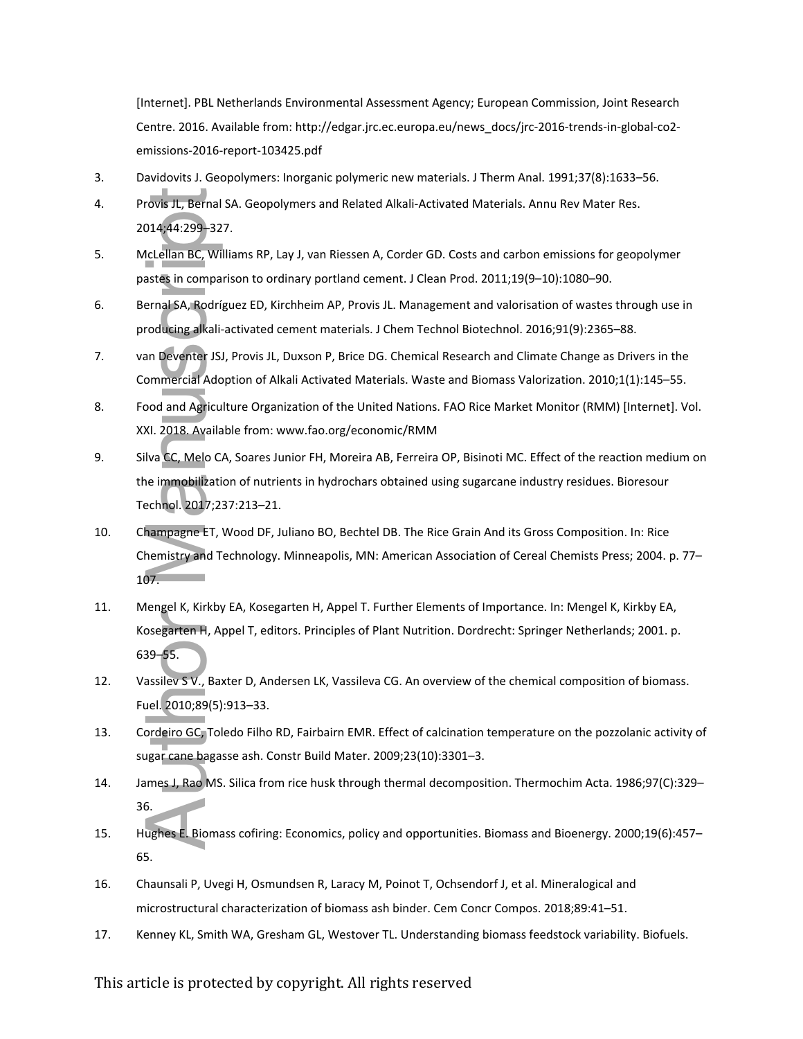[Internet]. PBL Netherlands Environmental Assessment Agency; European Commission, Joint Research Centre. 2016. Available from: http://edgar.jrc.ec.europa.eu/news_docs/jrc-2016-trends-in-global-co2-emissions-2016-report-103425.pdf

3. Davidovits J. Geopolymers: Inorganic polymeric new materials. J Therm Anal. 1991;37(8):1633–56.
4. Provis JL, Bernal SA. Geopolymers and Related Alkali-Activated Materials. Annu Rev Mater Res. 2014;44:299–327.
5. McLellan BC, Williams RP, Lay J, van Riessen A, Corder GD. Costs and carbon emissions for geopolymer pastes in comparison to ordinary portland cement. J Clean Prod. 2011;19(9–10):1080–90.
6. Bernal SA, Rodríguez ED, Kirchheim AP, Provis JL. Management and valorisation of wastes through use in producing alkali-activated cement materials. J Chem Technol Biotechnol. 2016;91(9):2365–88.
7. van Deventer JSJ, Provis JL, Duxson P, Brice DG. Chemical Research and Climate Change as Drivers in the Commercial Adoption of Alkali Activated Materials. Waste and Biomass Valorization. 2010;1(1):145–55.
8. Food and Agriculture Organization of the United Nations. FAO Rice Market Monitor (RMM) [Internet]. Vol. XXI. 2018. Available from: www.fao.org/economic/RMM
9. Silva CC, Melo CA, Soares Junior FH, Moreira AB, Ferreira OP, Bisinoti MC. Effect of the reaction medium on the immobilization of nutrients in hydrochars obtained using sugarcane industry residues. Bioresour Technol. 2017;237:213–21.
10. Champagne ET, Wood DF, Juliano BO, Bechtel DB. The Rice Grain And its Gross Composition. In: Rice Chemistry and Technology. Minneapolis, MN: American Association of Cereal Chemists Press; 2004. p. 77–107.
11. Mengel K, Kirkby EA, Kosegarten H, Appel T. Further Elements of Importance. In: Mengel K, Kirkby EA, Kosegarten H, Appel T, editors. Principles of Plant Nutrition. Dordrecht: Springer Netherlands; 2001. p. 639–55.
12. Vassilev S V., Baxter D, Andersen LK, Vassileva CG. An overview of the chemical composition of biomass. Fuel. 2010;89(5):913–33.
13. Cordeiro GC, Toledo Filho RD, Fairbairn EMR. Effect of calcination temperature on the pozzolanic activity of sugar cane bagasse ash. Constr Build Mater. 2009;23(10):3301–3.
14. James J, Rao MS. Silica from rice husk through thermal decomposition. Thermochim Acta. 1986;97(C):329–36.
15. Hughes E. Biomass cofiring: Economics, policy and opportunities. Biomass and Bioenergy. 2000;19(6):457–65.
16. Chaunsali P, Uvegi H, Osmundsen R, Laracy M, Poinot T, Ochsendorf J, et al. Mineralogical and microstructural characterization of biomass ash binder. Cem Concr Compos. 2018;89:41–51.
17. Kenney KL, Smith WA, Gresham GL, Westover TL. Understanding biomass feedstock variability. Biofuels.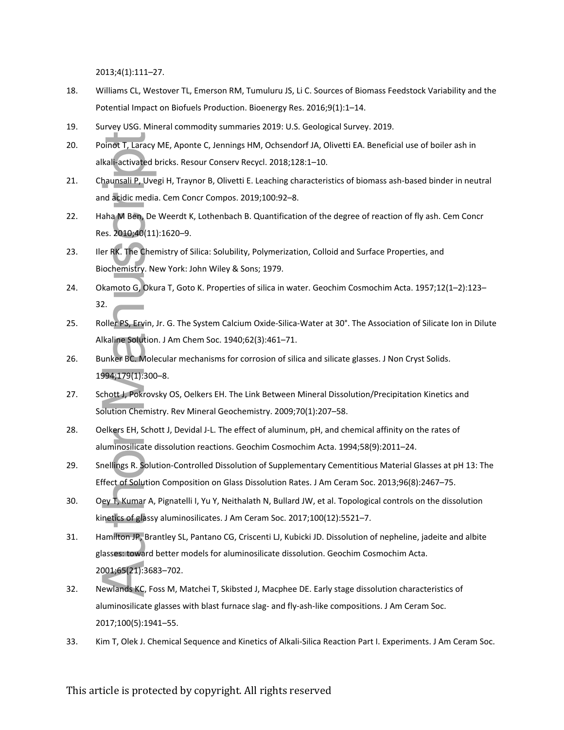2013;4(1):111–27.

18. Williams CL, Westover TL, Emerson RM, Tumuluru JS, Li C. Sources of Biomass Feedstock Variability and the Potential Impact on Biofuels Production. Bioenergy Res. 2016;9(1):1–14.

19. Survey USG. Mineral commodity summaries 2019: U.S. Geological Survey. 2019.

20. Poinot T, Laracy ME, Aponte C, Jennings HM, Ochsendorf JA, Olivetti EA. Beneficial use of boiler ash in alkali-activated bricks. Resour Conserv Recycl. 2018;128:1–10.

21. Chaunsali P, Uvegi H, Traynor B, Olivetti E. Leaching characteristics of biomass ash-based binder in neutral and acidic media. Cem Concr Compos. 2019;100:92–8.

22. Haha M Ben, De Weerdt K, Lothenbach B. Quantification of the degree of reaction of fly ash. Cem Concr Res. 2010;40(11):1620–9.

23. Iler RK. The Chemistry of Silica: Solubility, Polymerization, Colloid and Surface Properties, and Biochemistry. New York: John Wiley & Sons; 1979.

24. Okamoto G, Okura T, Goto K. Properties of silica in water. Geochim Cosmochim Acta. 1957;12(1–2):123–32.

25. Roller PS, Ervin, Jr. G. The System Calcium Oxide-Silica-Water at 30°. The Association of Silicate Ion in Dilute Alkaline Solution. J Am Chem Soc. 1940;62(3):461–71.

26. Bunker BC. Molecular mechanisms for corrosion of silica and silicate glasses. J Non Cryst Solids. 1994;179(1):300–8.

27. Schott J, Pokrovsky OS, Oelkers EH. The Link Between Mineral Dissolution/Precipitation Kinetics and Solution Chemistry. Rev Mineral Geochemistry. 2009;70(1):207–58.

28. Oelkers EH, Schott J, Devidal J-L. The effect of aluminum, pH, and chemical affinity on the rates of aluminosilicate dissolution reactions. Geochim Cosmochim Acta. 1994;58(9):2011–24.

29. Snellings R. Solution-Controlled Dissolution of Supplementary Cementitious Material Glasses at pH 13: The Effect of Solution Composition on Glass Dissolution Rates. J Am Ceram Soc. 2013;96(8):2467–75.

30. Oey T, Kumar A, Pignatelli I, Yu Y, Neithalath N, Bullard JW, et al. Topological controls on the dissolution kinetics of glassy aluminosilicates. J Am Ceram Soc. 2017;100(12):5521–7.

31. Hamilton JP, Brantley SL, Pantano CG, Criscenti LJ, Kubicki JD. Dissolution of nepheline, jadeite and albite glasses: toward better models for aluminosilicate dissolution. Geochim Cosmochim Acta. 2001;65(21):3683–702.

32. Newlands KC, Foss M, Matchei T, Skibsted J, Macphee DE. Early stage dissolution characteristics of aluminosilicate glasses with blast furnace slag- and fly-ash-like compositions. J Am Ceram Soc. 2017;100(5):1941–55.

33. Kim T, Olek J. Chemical Sequence and Kinetics of Alkali-Silica Reaction Part I. Experiments. J Am Ceram Soc.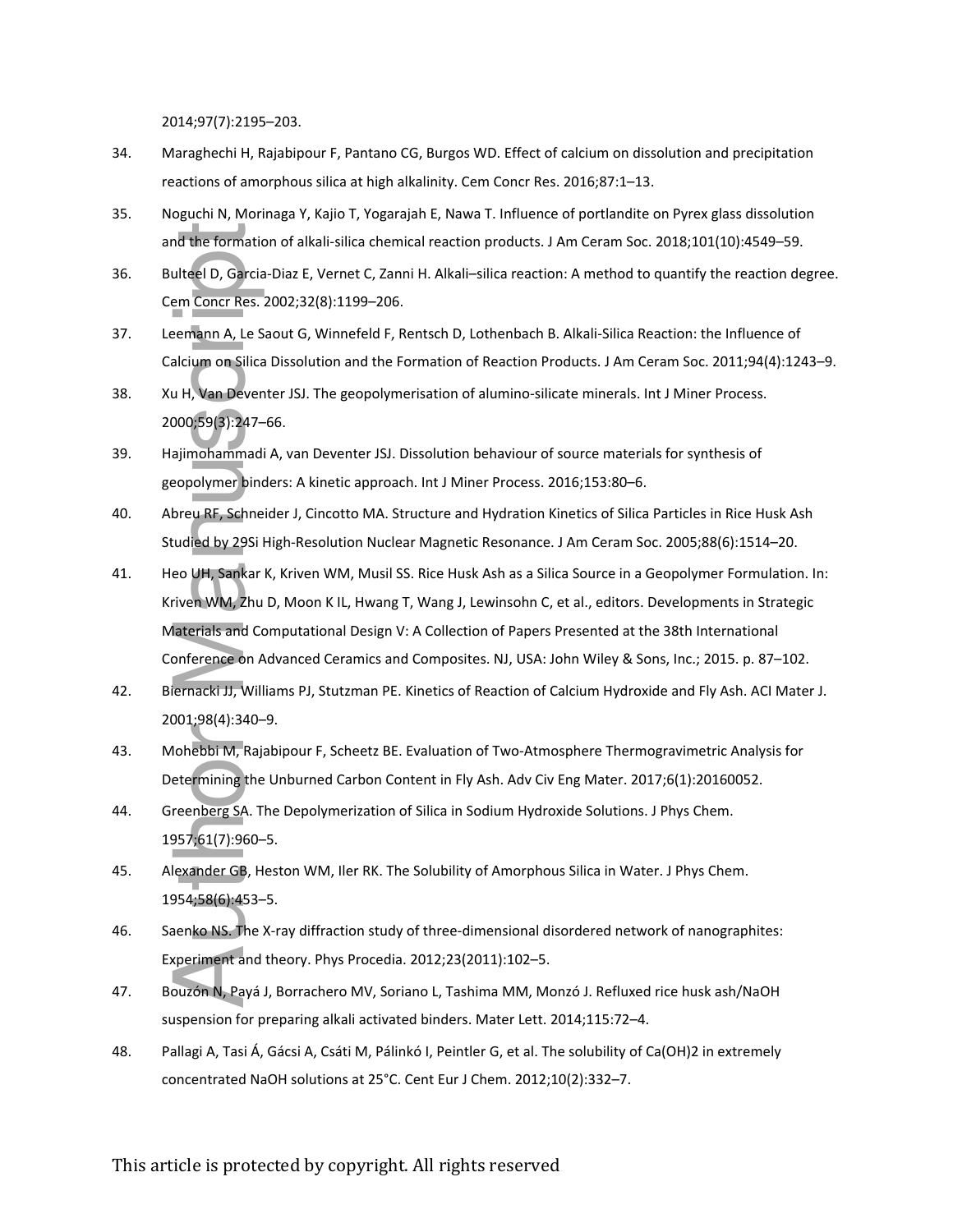2014;97(7):2195–203.

34. Maraghechi H, Rajabipour F, Pantano CG, Burgos WD. Effect of calcium on dissolution and precipitation reactions of amorphous silica at high alkalinity. Cem Concr Res. 2016;87:1–13.

35. Noguchi N, Morinaga Y, Kajio T, Yogarajah E, Nawa T. Influence of portlandite on Pyrex glass dissolution and the formation of alkali-silica chemical reaction products. J Am Ceram Soc. 2018;101(10):4549–59.

36. Bulteel D, Garcia-Diaz E, Vernet C, Zanni H. Alkali–silica reaction: A method to quantify the reaction degree. Cem Concr Res. 2002;32(8):1199–206.

37. Leemann A, Le Saout G, Winnefeld F, Rentsch D, Lothenbach B. Alkali-Silica Reaction: the Influence of Calcium on Silica Dissolution and the Formation of Reaction Products. J Am Ceram Soc. 2011;94(4):1243–9.

38. Xu H, Van Deventer JSJ. The geopolymerisation of alumino-silicate minerals. Int J Miner Process. 2000;59(3):247–66.

39. Hajimohammadi A, van Deventer JSJ. Dissolution behaviour of source materials for synthesis of geopolymer binders: A kinetic approach. Int J Miner Process. 2016;153:80–6.

40. Abreu RF, Schneider J, Cincotto MA. Structure and Hydration Kinetics of Silica Particles in Rice Husk Ash Studied by 29Si High-Resolution Nuclear Magnetic Resonance. J Am Ceram Soc. 2005;88(6):1514–20.

41. Heo UH, Sankar K, Kriven WM, Musil SS. Rice Husk Ash as a Silica Source in a Geopolymer Formulation. In: Kriven WM, Zhu D, Moon K IL, Hwang T, Wang J, Lewinsohn C, et al., editors. Developments in Strategic Materials and Computational Design V: A Collection of Papers Presented at the 38th International Conference on Advanced Ceramics and Composites. NJ, USA: John Wiley & Sons, Inc.; 2015. p. 87–102.

42. Biernacki JJ, Williams PJ, Stutzman PE. Kinetics of Reaction of Calcium Hydroxide and Fly Ash. ACI Mater J. 2001;98(4):340–9.

43. Mohebbi M, Rajabipour F, Scheetz BE. Evaluation of Two-Atmosphere Thermogravimetric Analysis for Determining the Unburned Carbon Content in Fly Ash. Adv Civ Eng Mater. 2017;6(1):20160052.

44. Greenberg SA. The Depolymerization of Silica in Sodium Hydroxide Solutions. J Phys Chem. 1957;61(7):960–5.

45. Alexander GB, Heston WM, Iler RK. The Solubility of Amorphous Silica in Water. J Phys Chem. 1954;58(6):453–5.

46. Saenko NS. The X-ray diffraction study of three-dimensional disordered network of nanographites: Experiment and theory. Phys Procedia. 2012;23(2011):102–5.

47. Bouzón N, Payá J, Borrachero MV, Soriano L, Tashima MM, Monzó J. Refluxed rice husk ash/NaOH suspension for preparing alkali activated binders. Mater Lett. 2014;115:72–4.

48. Pallagi A, Tasi Á, Gácsi A, Csáti M, Pálinkó I, Peintler G, et al. The solubility of $Ca(OH)_2$ in extremely concentrated NaOH solutions at 25°C. Cent Eur J Chem. 2012;10(2):332–7.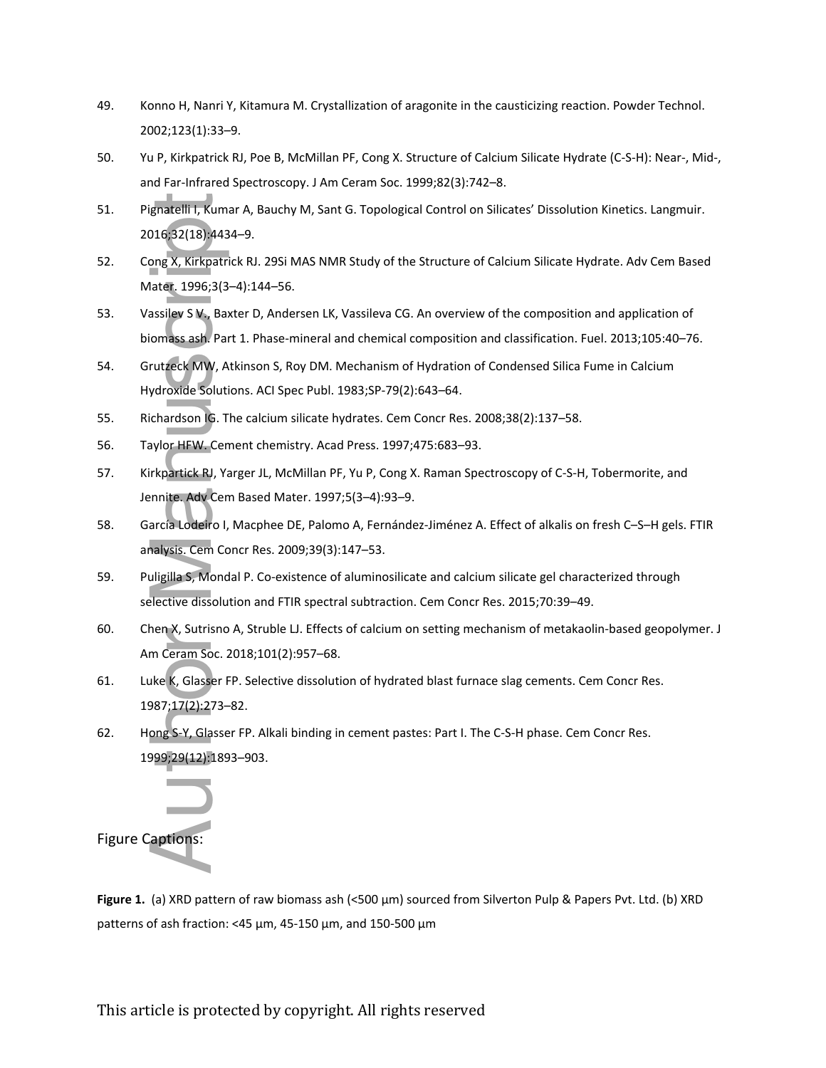49. Konno H, Nanri Y, Kitamura M. Crystallization of aragonite in the causticizing reaction. Powder Technol. 2002;123(1):33–9.
50. Yu P, Kirkpatrick RJ, Poe B, McMillan PF, Cong X. Structure of Calcium Silicate Hydrate (C-S-H): Near-, Mid-, and Far-Infrared Spectroscopy. J Am Ceram Soc. 1999;82(3):742–8.
51. Pignatelli I, Kumar A, Bauchy M, Sant G. Topological Control on Silicates' Dissolution Kinetics. Langmuir. 2016;32(18):4434–9.
52. Cong X, Kirkpatrick RJ. 29Si MAS NMR Study of the Structure of Calcium Silicate Hydrate. Adv Cem Based Mater. 1996;3(3–4):144–56.
53. Vassilev S V., Baxter D, Andersen LK, Vassileva CG. An overview of the composition and application of biomass ash. Part 1. Phase-mineral and chemical composition and classification. Fuel. 2013;105:40–76.
54. Grutzeck MW, Atkinson S, Roy DM. Mechanism of Hydration of Condensed Silica Fume in Calcium Hydroxide Solutions. ACI Spec Publ. 1983;SP-79(2):643–64.
55. Richardson IG. The calcium silicate hydrates. Cem Concr Res. 2008;38(2):137–58.
56. Taylor HFW. Cement chemistry. Acad Press. 1997;475:683–93.
57. Kirkpartick RJ, Yarger JL, McMillan PF, Yu P, Cong X. Raman Spectroscopy of C-S-H, Tobermorite, and Jennite. Adv Cem Based Mater. 1997;5(3–4):93–9.
58. García Lodeiro I, Macphee DE, Palomo A, Fernández-Jiménez A. Effect of alkalis on fresh C–S–H gels. FTIR analysis. Cem Concr Res. 2009;39(3):147–53.
59. Puligilla S, Mondal P. Co-existence of aluminosilicate and calcium silicate gel characterized through selective dissolution and FTIR spectral subtraction. Cem Concr Res. 2015;70:39–49.
60. Chen X, Sutrisno A, Struble LJ. Effects of calcium on setting mechanism of metakaolin-based geopolymer. J Am Ceram Soc. 2018;101(2):957–68.
61. Luke K, Glasser FP. Selective dissolution of hydrated blast furnace slag cements. Cem Concr Res. 1987;17(2):273–82.
62. Hong S-Y, Glasser FP. Alkali binding in cement pastes: Part I. The C-S-H phase. Cem Concr Res. 1999;29(12):1893–903.

Figure Captions:

**Figure 1.** (a) XRD pattern of raw biomass ash (<500 µm) sourced from Silverton Pulp & Papers Pvt. Ltd. (b) XRD patterns of ash fraction: <45 µm, 45-150 µm, and 150-500 µm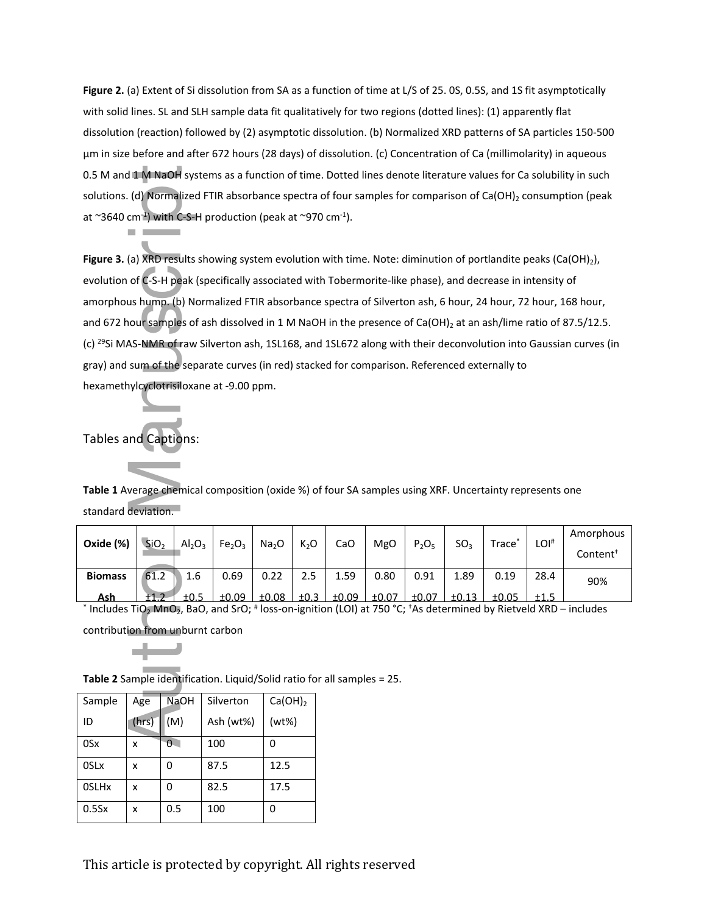**Figure 2.** (a) Extent of Si dissolution from SA as a function of time at L/S of 25. 0S, 0.5S, and 1S fit asymptotically with solid lines. SL and SLH sample data fit qualitatively for two regions (dotted lines): (1) apparently flat dissolution (reaction) followed by (2) asymptotic dissolution. (b) Normalized XRD patterns of SA particles 150-500 µm in size before and after 672 hours (28 days) of dissolution. (c) Concentration of Ca (millimolarity) in aqueous 0.5 M and 1 M NaOH systems as a function of time. Dotted lines denote literature values for Ca solubility in such solutions. (d) Normalized FTIR absorbance spectra of four samples for comparison of $Ca(OH)_2$ consumption (peak at ~3640 $cm^{-1}$) with C-S-H production (peak at ~970 $cm^{-1}$).

**Figure 3.** (a) XRD results showing system evolution with time. Note: diminution of portlandite peaks ($Ca(OH)_2$), evolution of C-S-H peak (specifically associated with Tobermorite-like phase), and decrease in intensity of amorphous hump. (b) Normalized FTIR absorbance spectra of Silverton ash, 6 hour, 24 hour, 72 hour, 168 hour, and 672 hour samples of ash dissolved in 1 M NaOH in the presence of $Ca(OH)_2$ at an ash/lime ratio of 87.5/12.5. (c) $^{29}Si$ MAS-NMR of raw Silverton ash, 1SL168, and 1SL672 along with their deconvolution into Gaussian curves (in gray) and sum of the separate curves (in red) stacked for comparison. Referenced externally to hexamethylcyclotrisiloxane at -9.00 ppm.

## Tables and Captions:

**Table 1** Average chemical composition (oxide %) of four SA samples using XRF. Uncertainty represents one standard deviation.

| Oxide (%) | $SiO_2$ | $Al_2O_3$ | $Fe_2O_3$ | $Na_2O$ | $K_2O$ | CaO | MgO | $P_2O_5$ | $SO_3$ | Trace* | LOI# | Amorphous Content† |
|---|---|---|---|---|---|---|---|---|---|---|---|---|
| **Biomass Ash** | 61.2 ±1.2 | 1.6 ±0.5 | 0.69 ±0.09 | 0.22 ±0.08 | 2.5 ±0.3 | 1.59 ±0.09 | 0.80 ±0.07 | 0.91 ±0.07 | 1.89 ±0.13 | 0.19 ±0.05 | 28.4 ±1.5 | 90% |

\* Includes $TiO_2$ $MnO_2$, BaO, and SrO; # loss-on-ignition (LOI) at 750 °C; †As determined by Rietveld XRD – includes contribution from unburnt carbon

**Table 2** Sample identification. Liquid/Solid ratio for all samples = 25.

| Sample ID | Age (hrs) | NaOH (M) | Silverton Ash (wt%) | $Ca(OH)_2$ (wt%) |
|---|---|---|---|---|
| 0Sx | x | 0 | 100 | 0 |
| 0SLx | x | 0 | 87.5 | 12.5 |
| 0SLHx | x | 0 | 82.5 | 17.5 |
| 0.5Sx | x | 0.5 | 100 | 0 |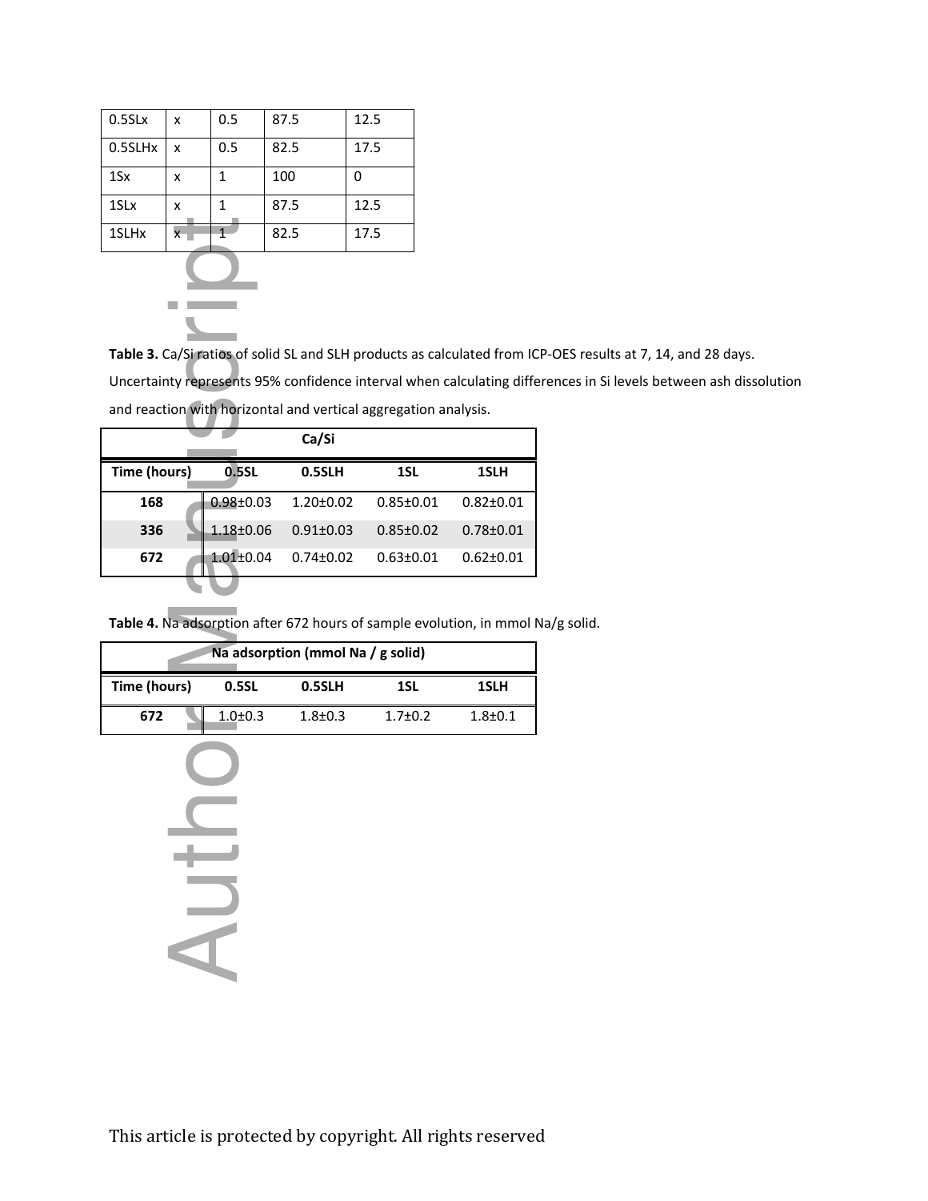| 0.5SLx | x | 0.5 | 87.5 | 12.5 |
|---|---|---|---|---|
| 0.5SLHx | x | 0.5 | 82.5 | 17.5 |
| 1Sx | x | 1 | 100 | 0 |
| 1SLx | x | 1 | 87.5 | 12.5 |
| 1SLHx | x | 1 | 82.5 | 17.5 |

**Table 3.** Ca/Si ratios of solid SL and SLH products as calculated from ICP-OES results at 7, 14, and 28 days. Uncertainty represents 95% confidence interval when calculating differences in Si levels between ash dissolution and reaction with horizontal and vertical aggregation analysis.

| Ca/Si | | | | |
|---|---|---|---|---|
| **Time (hours)** | **0.5SL** | **0.5SLH** | **1SL** | **1SLH** |
| **168** | 0.98±0.03 | 1.20±0.02 | 0.85±0.01 | 0.82±0.01 |
| **336** | 1.18±0.06 | 0.91±0.03 | 0.85±0.02 | 0.78±0.01 |
| **672** | 1.01±0.04 | 0.74±0.02 | 0.63±0.01 | 0.62±0.01 |

**Table 4.** Na adsorption after 672 hours of sample evolution, in mmol Na/g solid.

| Na adsorption (mmol Na / g solid) | | | | |
|---|---|---|---|---|
| **Time (hours)** | **0.5SL** | **0.5SLH** | **1SL** | **1SLH** |
| **672** | 1.0±0.3 | 1.8±0.3 | 1.7±0.2 | 1.8±0.1 |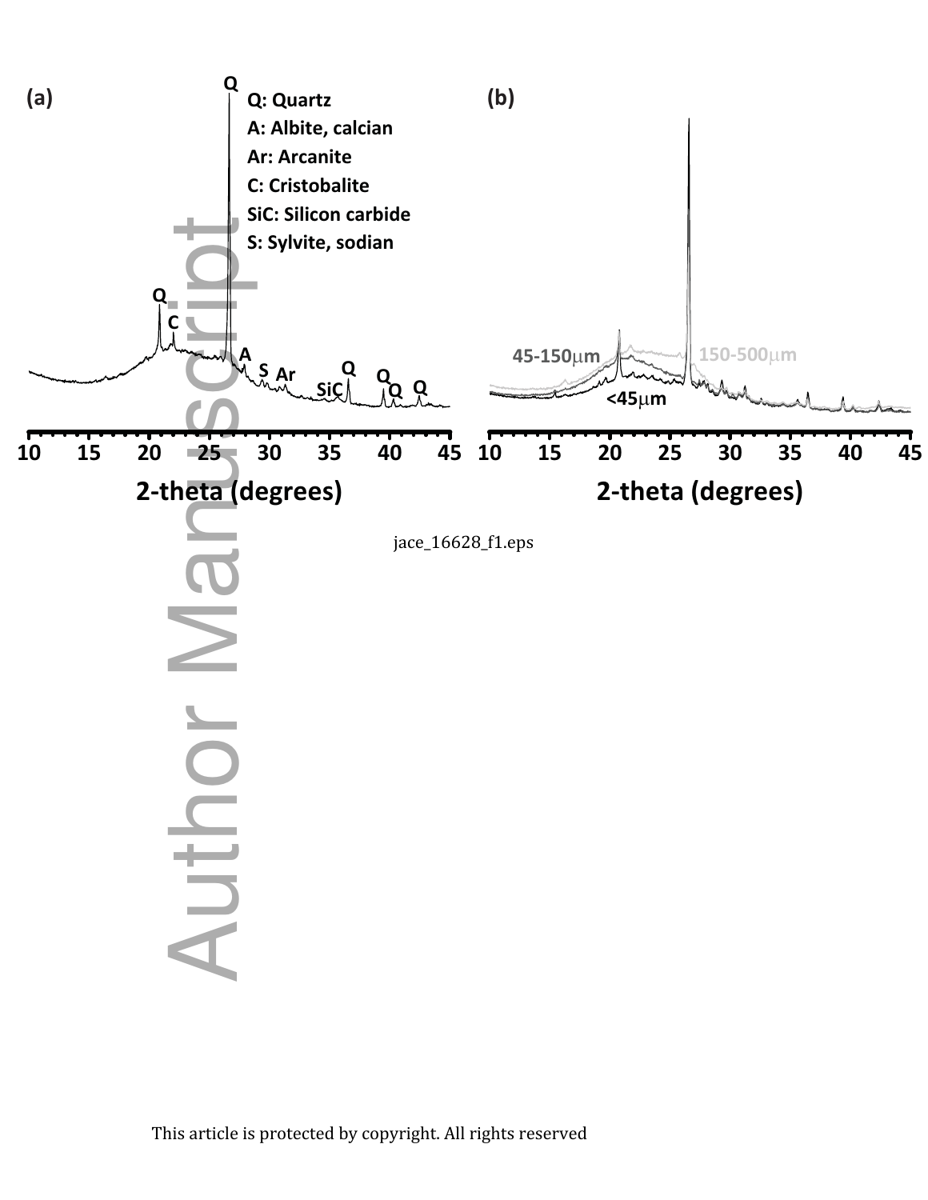jace_16628_f1.eps

This article is protected by copyright. All rights reserved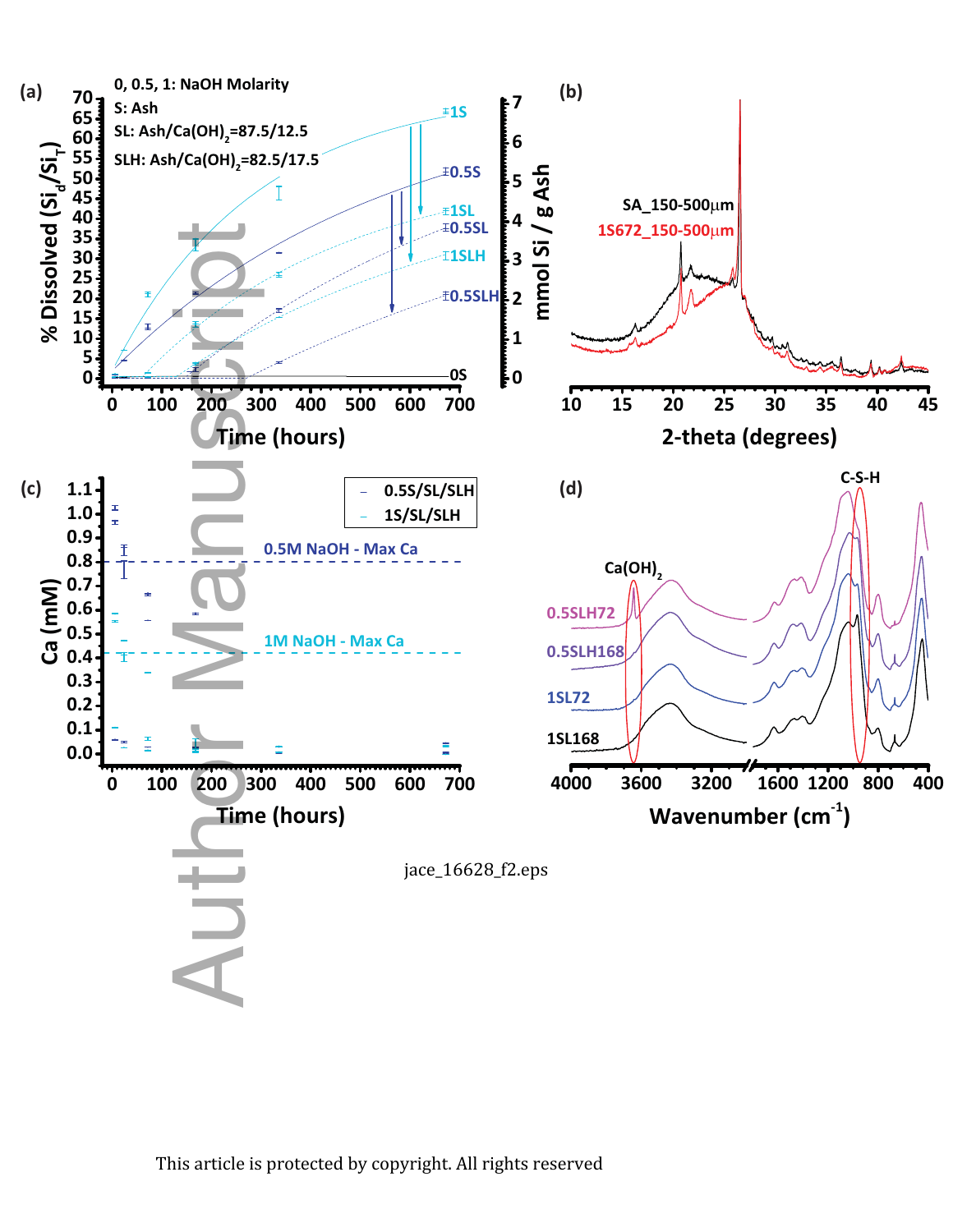jace_16628_f2.eps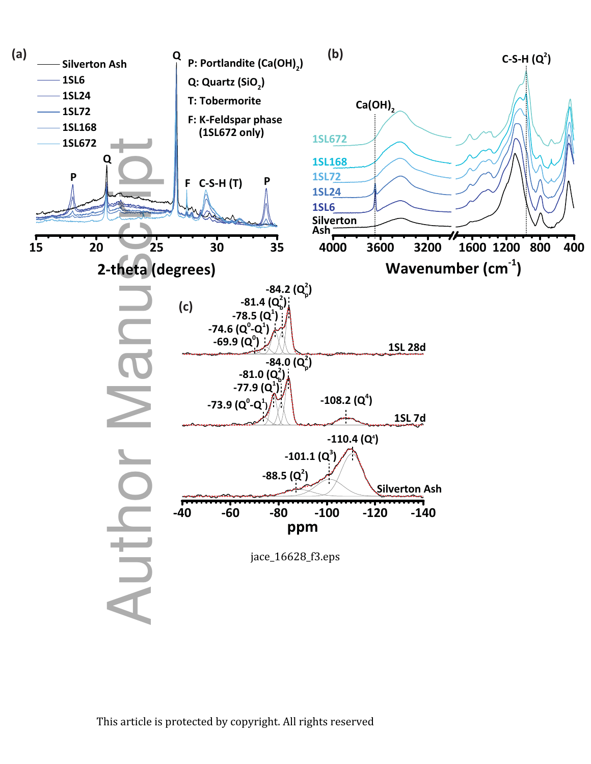(a)

Silverton Ash
1SL6
1SL24
1SL72
1SL168
1SL672

P: Portlandite ($Ca(OH)_2$)
Q: Quartz ($SiO_2$)
T: Tobermorite
F: K-Feldspar phase (1SL672 only)

P
Q
Q
F
C-S-H (T)
P

15
20
25
30
35

2-theta (degrees)

(b)

C-S-H ($Q^2$)
$Ca(OH)_2$

1SL672
1SL168
1SL72
1SL24
1SL6
Silverton Ash

4000
3600
3200
1600
1200
800
400

Wavenumber ($cm^{-1}$)

(c)

-84.2 ($Q^2_p$)
-81.4 ($Q^2_b$)
-78.5 ($Q^1$)
-74.6 ($Q^0$-$Q^1$)
-69.9 ($Q^0$)
1SL 28d

-84.0 ($Q^2_p$)
-81.0 ($Q^2_b$)
-77.9 ($Q^1$)
-73.9 ($Q^0$-$Q^1$)
-108.2 ($Q^4$)
1SL 7d

-110.4 ($Q^4$)
-101.1 ($Q^3$)
-88.5 ($Q^2$)
Silverton Ash

-40
-60
-80
-100
-120
-140

ppm

jace_16628_f3.eps